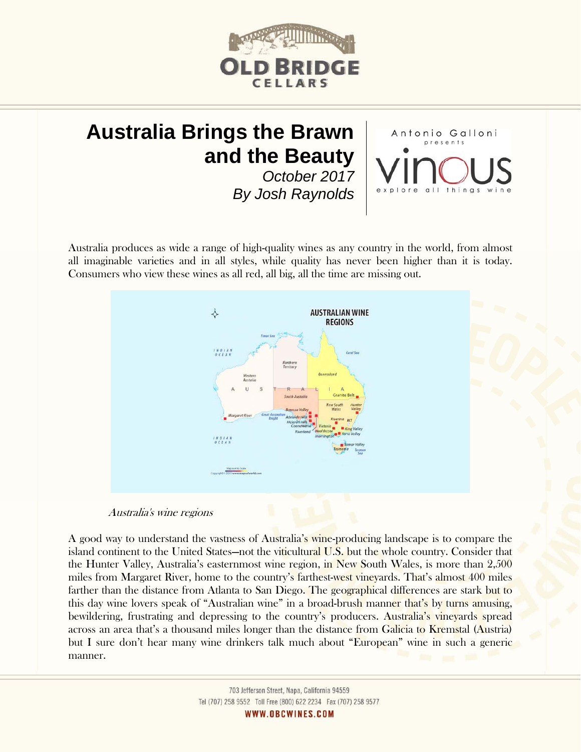# Australia Brings the Brawn and the Beauty

*October 2017*

*By Josh Raynolds*

Antonio Galloni presents vinous — explore all things wine

Australia produces as wide a range of high-quality wines as any country in the world, from almost all imaginable varieties and in all styles, while quality has never been higher than it is today. Consumers who view these wines as all red, all big, all the time are missing out.

*Australia's wine regions*

A good way to understand the vastness of Australia's wine-producing landscape is to compare the island continent to the United States—not the viticultural U.S. but the whole country. Consider that the Hunter Valley, Australia's easternmost wine region, in New South Wales, is more than 2,500 miles from Margaret River, home to the country's farthest-west vineyards. That's almost 400 miles farther than the distance from Atlanta to San Diego. The geographical differences are stark but to this day wine lovers speak of "Australian wine" in a broad-brush manner that's by turns amusing, bewildering, frustrating and depressing to the country's producers. Australia's vineyards spread across an area that's a thousand miles longer than the distance from Galicia to Kremstal (Austria) but I sure don't hear many wine drinkers talk much about "European" wine in such a generic manner.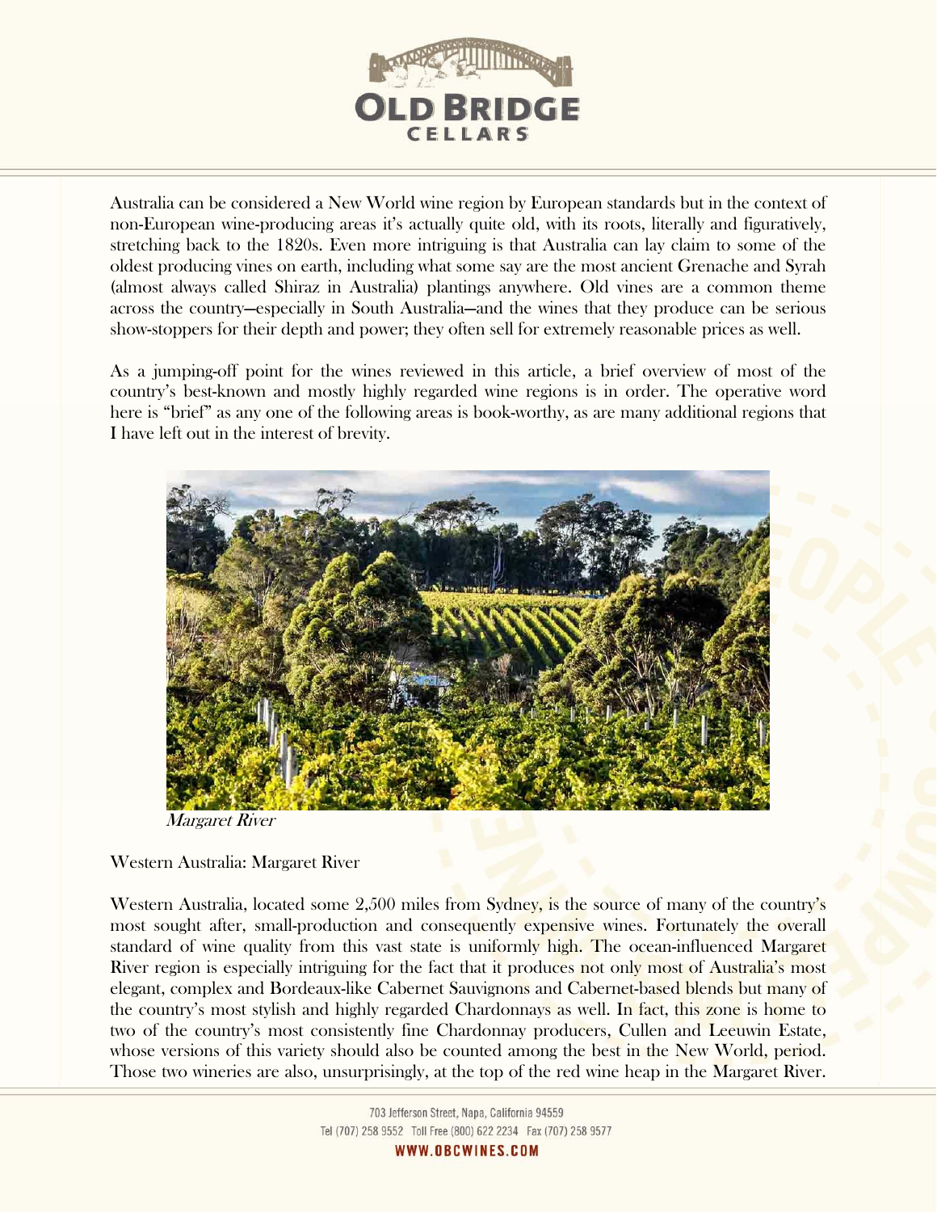Australia can be considered a New World wine region by European standards but in the context of non-European wine-producing areas it's actually quite old, with its roots, literally and figuratively, stretching back to the 1820s. Even more intriguing is that Australia can lay claim to some of the oldest producing vines on earth, including what some say are the most ancient Grenache and Syrah (almost always called Shiraz in Australia) plantings anywhere. Old vines are a common theme across the country—especially in South Australia—and the wines that they produce can be serious show-stoppers for their depth and power; they often sell for extremely reasonable prices as well.

As a jumping-off point for the wines reviewed in this article, a brief overview of most of the country's best-known and mostly highly regarded wine regions is in order. The operative word here is "brief" as any one of the following areas is book-worthy, as are many additional regions that I have left out in the interest of brevity.

*Margaret River*

Western Australia: Margaret River

Western Australia, located some 2,500 miles from Sydney, is the source of many of the country's most sought after, small-production and consequently expensive wines. Fortunately the overall standard of wine quality from this vast state is uniformly high. The ocean-influenced Margaret River region is especially intriguing for the fact that it produces not only most of Australia's most elegant, complex and Bordeaux-like Cabernet Sauvignons and Cabernet-based blends but many of the country's most stylish and highly regarded Chardonnays as well. In fact, this zone is home to two of the country's most consistently fine Chardonnay producers, Cullen and Leeuwin Estate, whose versions of this variety should also be counted among the best in the New World, period. Those two wineries are also, unsurprisingly, at the top of the red wine heap in the Margaret River.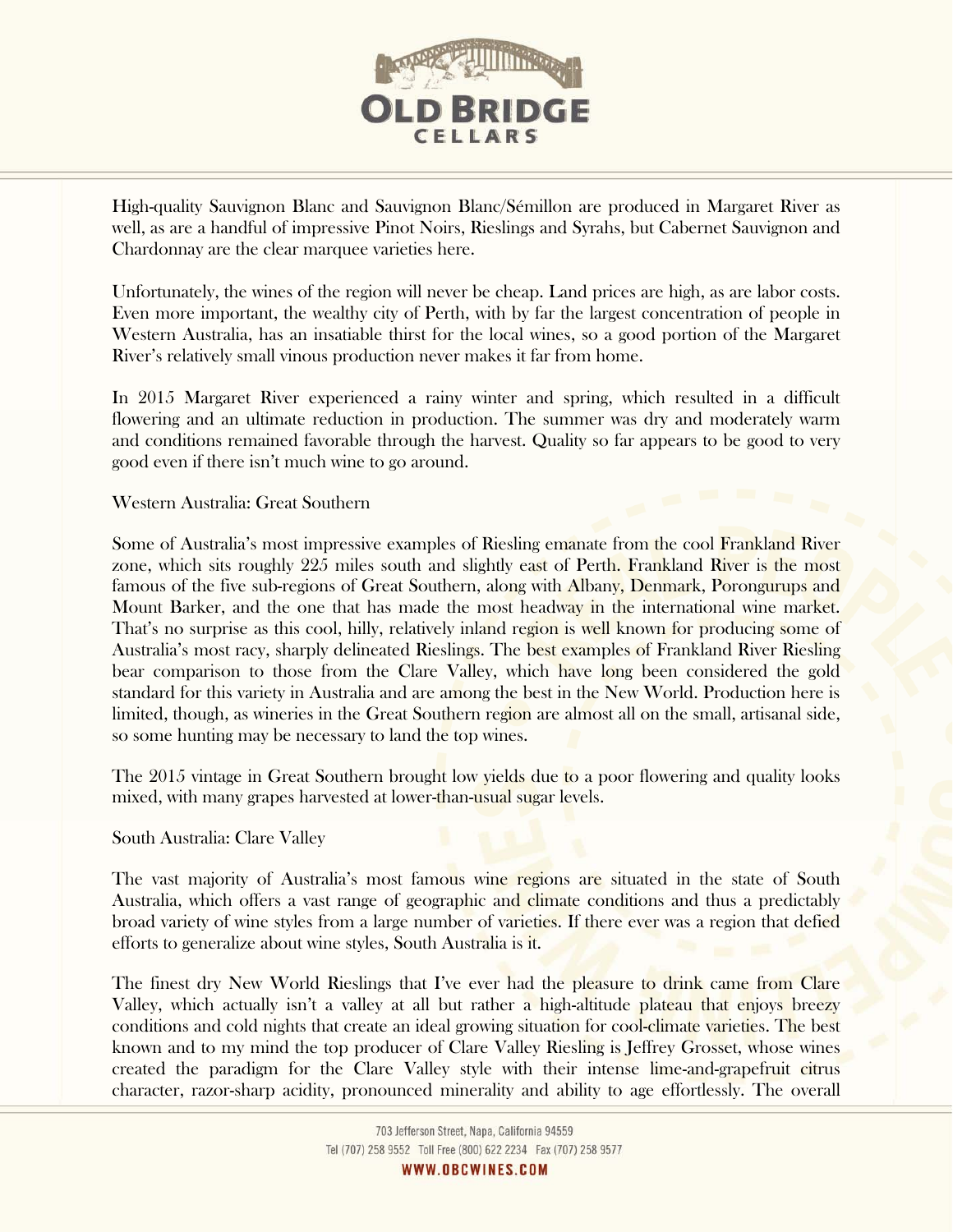High-quality Sauvignon Blanc and Sauvignon Blanc/Sémillon are produced in Margaret River as well, as are a handful of impressive Pinot Noirs, Rieslings and Syrahs, but Cabernet Sauvignon and Chardonnay are the clear marquee varieties here.

Unfortunately, the wines of the region will never be cheap. Land prices are high, as are labor costs. Even more important, the wealthy city of Perth, with by far the largest concentration of people in Western Australia, has an insatiable thirst for the local wines, so a good portion of the Margaret River's relatively small vinous production never makes it far from home.

In 2015 Margaret River experienced a rainy winter and spring, which resulted in a difficult flowering and an ultimate reduction in production. The summer was dry and moderately warm and conditions remained favorable through the harvest. Quality so far appears to be good to very good even if there isn't much wine to go around.

Western Australia: Great Southern

Some of Australia's most impressive examples of Riesling emanate from the cool Frankland River zone, which sits roughly 225 miles south and slightly east of Perth. Frankland River is the most famous of the five sub-regions of Great Southern, along with Albany, Denmark, Porongurups and Mount Barker, and the one that has made the most headway in the international wine market. That's no surprise as this cool, hilly, relatively inland region is well known for producing some of Australia's most racy, sharply delineated Rieslings. The best examples of Frankland River Riesling bear comparison to those from the Clare Valley, which have long been considered the gold standard for this variety in Australia and are among the best in the New World. Production here is limited, though, as wineries in the Great Southern region are almost all on the small, artisanal side, so some hunting may be necessary to land the top wines.

The 2015 vintage in Great Southern brought low yields due to a poor flowering and quality looks mixed, with many grapes harvested at lower-than-usual sugar levels.

South Australia: Clare Valley

The vast majority of Australia's most famous wine regions are situated in the state of South Australia, which offers a vast range of geographic and climate conditions and thus a predictably broad variety of wine styles from a large number of varieties. If there ever was a region that defied efforts to generalize about wine styles, South Australia is it.

The finest dry New World Rieslings that I've ever had the pleasure to drink came from Clare Valley, which actually isn't a valley at all but rather a high-altitude plateau that enjoys breezy conditions and cold nights that create an ideal growing situation for cool-climate varieties. The best known and to my mind the top producer of Clare Valley Riesling is Jeffrey Grosset, whose wines created the paradigm for the Clare Valley style with their intense lime-and-grapefruit citrus character, razor-sharp acidity, pronounced minerality and ability to age effortlessly. The overall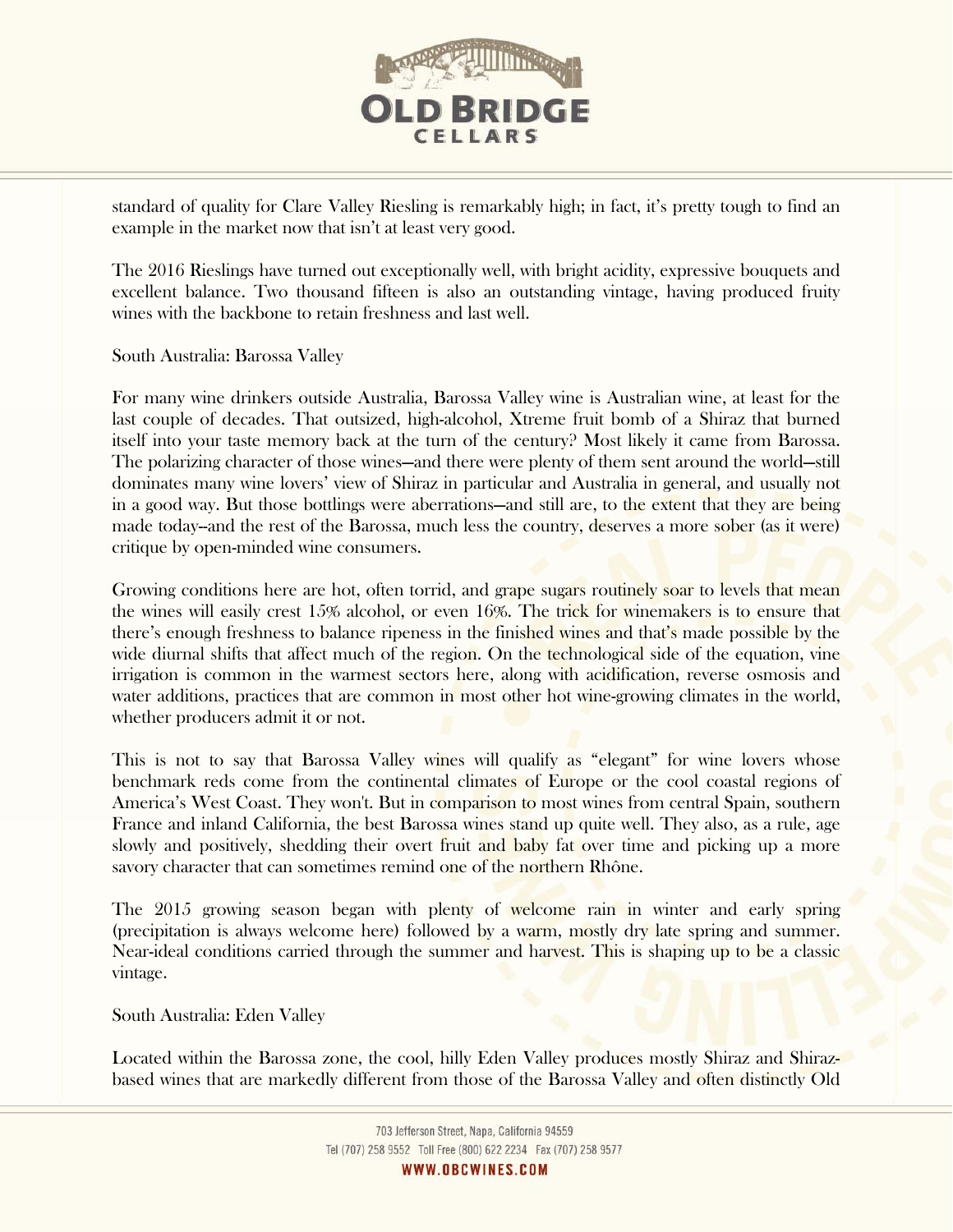standard of quality for Clare Valley Riesling is remarkably high; in fact, it's pretty tough to find an example in the market now that isn't at least very good.

The 2016 Rieslings have turned out exceptionally well, with bright acidity, expressive bouquets and excellent balance. Two thousand fifteen is also an outstanding vintage, having produced fruity wines with the backbone to retain freshness and last well.

South Australia: Barossa Valley

For many wine drinkers outside Australia, Barossa Valley wine is Australian wine, at least for the last couple of decades. That outsized, high-alcohol, Xtreme fruit bomb of a Shiraz that burned itself into your taste memory back at the turn of the century? Most likely it came from Barossa. The polarizing character of those wines—and there were plenty of them sent around the world—still dominates many wine lovers' view of Shiraz in particular and Australia in general, and usually not in a good way. But those bottlings were aberrations—and still are, to the extent that they are being made today--and the rest of the Barossa, much less the country, deserves a more sober (as it were) critique by open-minded wine consumers.

Growing conditions here are hot, often torrid, and grape sugars routinely soar to levels that mean the wines will easily crest 15% alcohol, or even 16%. The trick for winemakers is to ensure that there's enough freshness to balance ripeness in the finished wines and that's made possible by the wide diurnal shifts that affect much of the region. On the technological side of the equation, vine irrigation is common in the warmest sectors here, along with acidification, reverse osmosis and water additions, practices that are common in most other hot wine-growing climates in the world, whether producers admit it or not.

This is not to say that Barossa Valley wines will qualify as "elegant" for wine lovers whose benchmark reds come from the continental climates of Europe or the cool coastal regions of America's West Coast. They won't. But in comparison to most wines from central Spain, southern France and inland California, the best Barossa wines stand up quite well. They also, as a rule, age slowly and positively, shedding their overt fruit and baby fat over time and picking up a more savory character that can sometimes remind one of the northern Rhône.

The 2015 growing season began with plenty of welcome rain in winter and early spring (precipitation is always welcome here) followed by a warm, mostly dry late spring and summer. Near-ideal conditions carried through the summer and harvest. This is shaping up to be a classic vintage.

South Australia: Eden Valley

Located within the Barossa zone, the cool, hilly Eden Valley produces mostly Shiraz and Shiraz-based wines that are markedly different from those of the Barossa Valley and often distinctly Old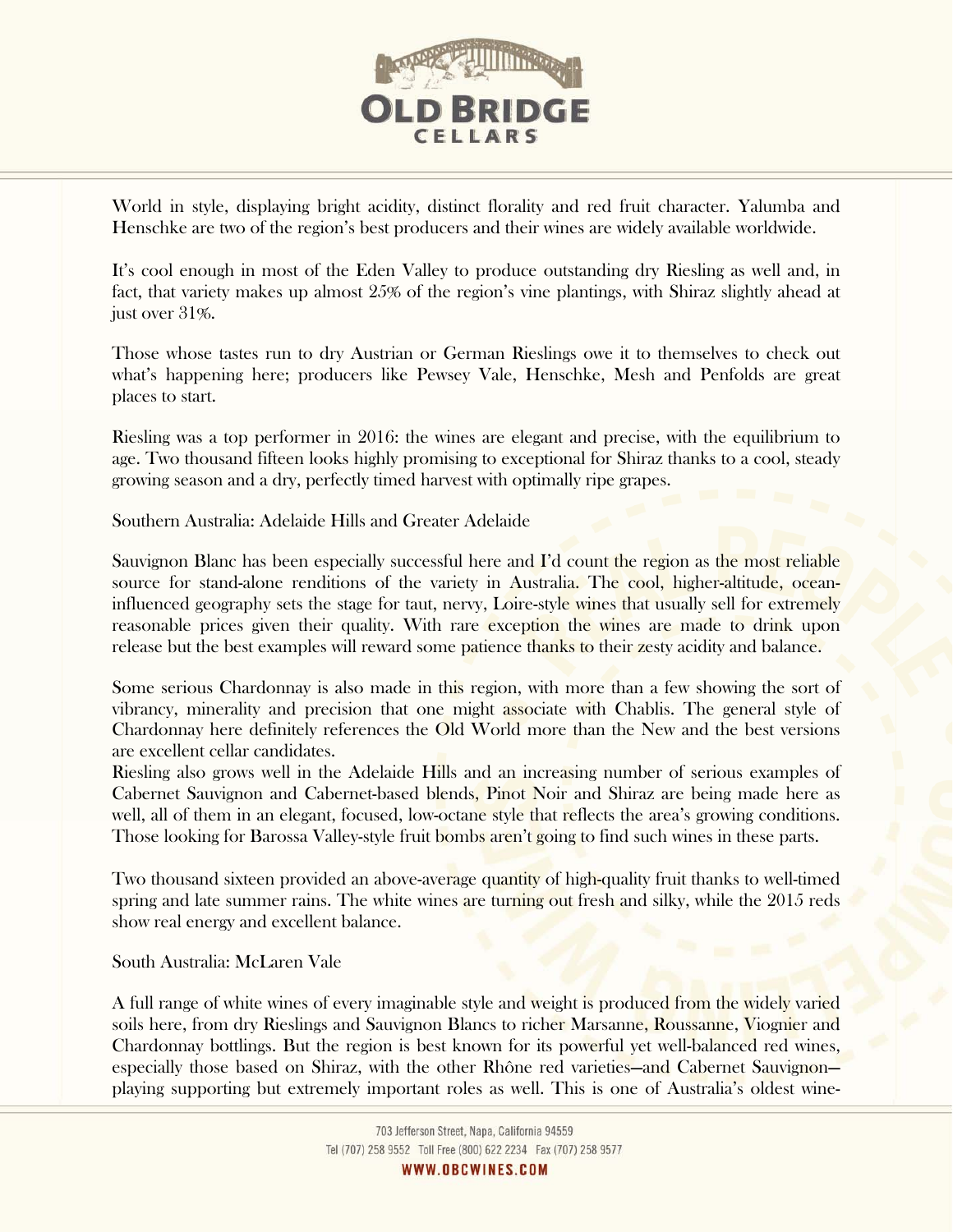World in style, displaying bright acidity, distinct florality and red fruit character. Yalumba and Henschke are two of the region's best producers and their wines are widely available worldwide.

It's cool enough in most of the Eden Valley to produce outstanding dry Riesling as well and, in fact, that variety makes up almost 25% of the region's vine plantings, with Shiraz slightly ahead at just over 31%.

Those whose tastes run to dry Austrian or German Rieslings owe it to themselves to check out what's happening here; producers like Pewsey Vale, Henschke, Mesh and Penfolds are great places to start.

Riesling was a top performer in 2016: the wines are elegant and precise, with the equilibrium to age. Two thousand fifteen looks highly promising to exceptional for Shiraz thanks to a cool, steady growing season and a dry, perfectly timed harvest with optimally ripe grapes.

Southern Australia: Adelaide Hills and Greater Adelaide

Sauvignon Blanc has been especially successful here and I'd count the region as the most reliable source for stand-alone renditions of the variety in Australia. The cool, higher-altitude, ocean-influenced geography sets the stage for taut, nervy, Loire-style wines that usually sell for extremely reasonable prices given their quality. With rare exception the wines are made to drink upon release but the best examples will reward some patience thanks to their zesty acidity and balance.

Some serious Chardonnay is also made in this region, with more than a few showing the sort of vibrancy, minerality and precision that one might associate with Chablis. The general style of Chardonnay here definitely references the Old World more than the New and the best versions are excellent cellar candidates.
Riesling also grows well in the Adelaide Hills and an increasing number of serious examples of Cabernet Sauvignon and Cabernet-based blends, Pinot Noir and Shiraz are being made here as well, all of them in an elegant, focused, low-octane style that reflects the area's growing conditions. Those looking for Barossa Valley-style fruit bombs aren't going to find such wines in these parts.

Two thousand sixteen provided an above-average quantity of high-quality fruit thanks to well-timed spring and late summer rains. The white wines are turning out fresh and silky, while the 2015 reds show real energy and excellent balance.

South Australia: McLaren Vale

A full range of white wines of every imaginable style and weight is produced from the widely varied soils here, from dry Rieslings and Sauvignon Blancs to richer Marsanne, Roussanne, Viognier and Chardonnay bottlings. But the region is best known for its powerful yet well-balanced red wines, especially those based on Shiraz, with the other Rhône red varieties—and Cabernet Sauvignon—playing supporting but extremely important roles as well. This is one of Australia's oldest wine-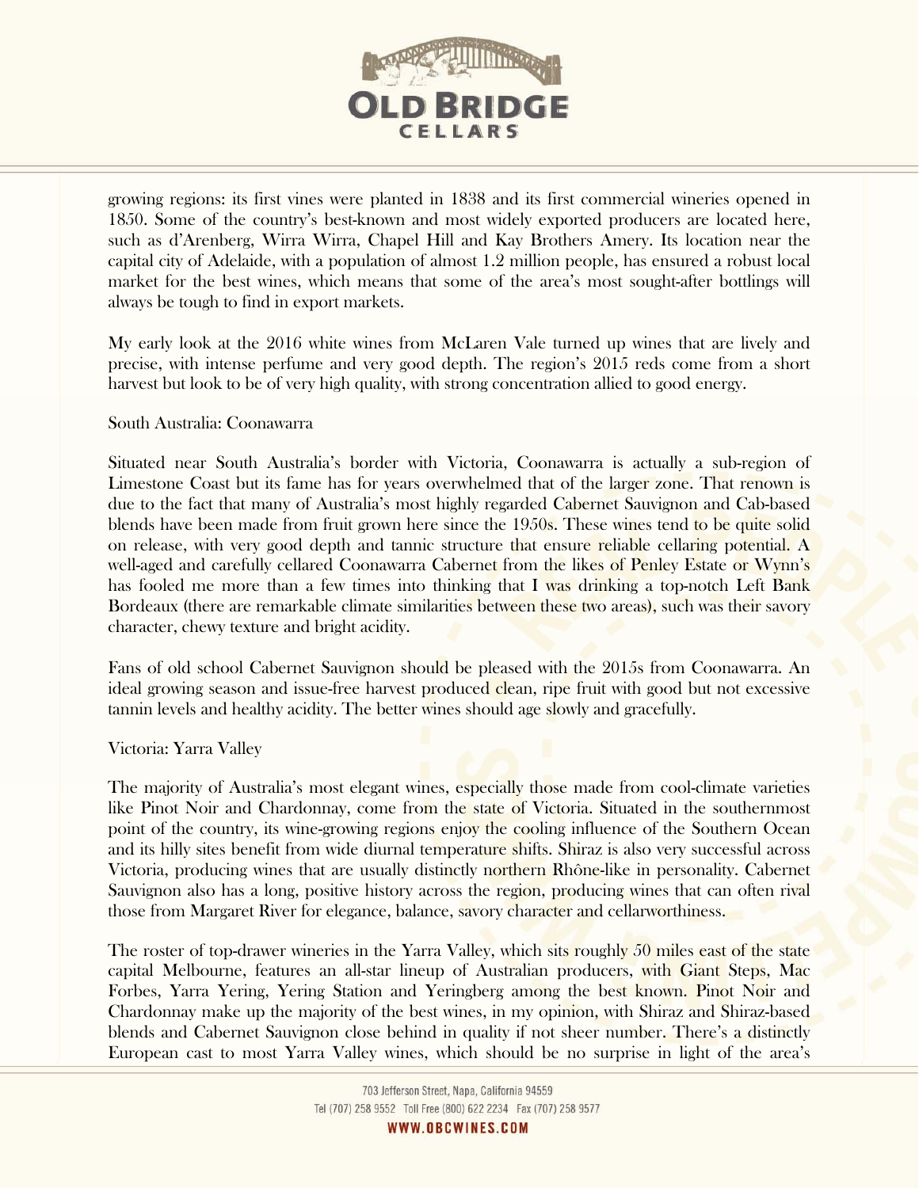growing regions: its first vines were planted in 1838 and its first commercial wineries opened in 1850. Some of the country's best-known and most widely exported producers are located here, such as d'Arenberg, Wirra Wirra, Chapel Hill and Kay Brothers Amery. Its location near the capital city of Adelaide, with a population of almost 1.2 million people, has ensured a robust local market for the best wines, which means that some of the area's most sought-after bottlings will always be tough to find in export markets.

My early look at the 2016 white wines from McLaren Vale turned up wines that are lively and precise, with intense perfume and very good depth. The region's 2015 reds come from a short harvest but look to be of very high quality, with strong concentration allied to good energy.

South Australia: Coonawarra

Situated near South Australia's border with Victoria, Coonawarra is actually a sub-region of Limestone Coast but its fame has for years overwhelmed that of the larger zone. That renown is due to the fact that many of Australia's most highly regarded Cabernet Sauvignon and Cab-based blends have been made from fruit grown here since the 1950s. These wines tend to be quite solid on release, with very good depth and tannic structure that ensure reliable cellaring potential. A well-aged and carefully cellared Coonawarra Cabernet from the likes of Penley Estate or Wynn's has fooled me more than a few times into thinking that I was drinking a top-notch Left Bank Bordeaux (there are remarkable climate similarities between these two areas), such was their savory character, chewy texture and bright acidity.

Fans of old school Cabernet Sauvignon should be pleased with the 2015s from Coonawarra. An ideal growing season and issue-free harvest produced clean, ripe fruit with good but not excessive tannin levels and healthy acidity. The better wines should age slowly and gracefully.

Victoria: Yarra Valley

The majority of Australia's most elegant wines, especially those made from cool-climate varieties like Pinot Noir and Chardonnay, come from the state of Victoria. Situated in the southernmost point of the country, its wine-growing regions enjoy the cooling influence of the Southern Ocean and its hilly sites benefit from wide diurnal temperature shifts. Shiraz is also very successful across Victoria, producing wines that are usually distinctly northern Rhône-like in personality. Cabernet Sauvignon also has a long, positive history across the region, producing wines that can often rival those from Margaret River for elegance, balance, savory character and cellarworthiness.

The roster of top-drawer wineries in the Yarra Valley, which sits roughly 50 miles east of the state capital Melbourne, features an all-star lineup of Australian producers, with Giant Steps, Mac Forbes, Yarra Yering, Yering Station and Yeringberg among the best known. Pinot Noir and Chardonnay make up the majority of the best wines, in my opinion, with Shiraz and Shiraz-based blends and Cabernet Sauvignon close behind in quality if not sheer number. There's a distinctly European cast to most Yarra Valley wines, which should be no surprise in light of the area's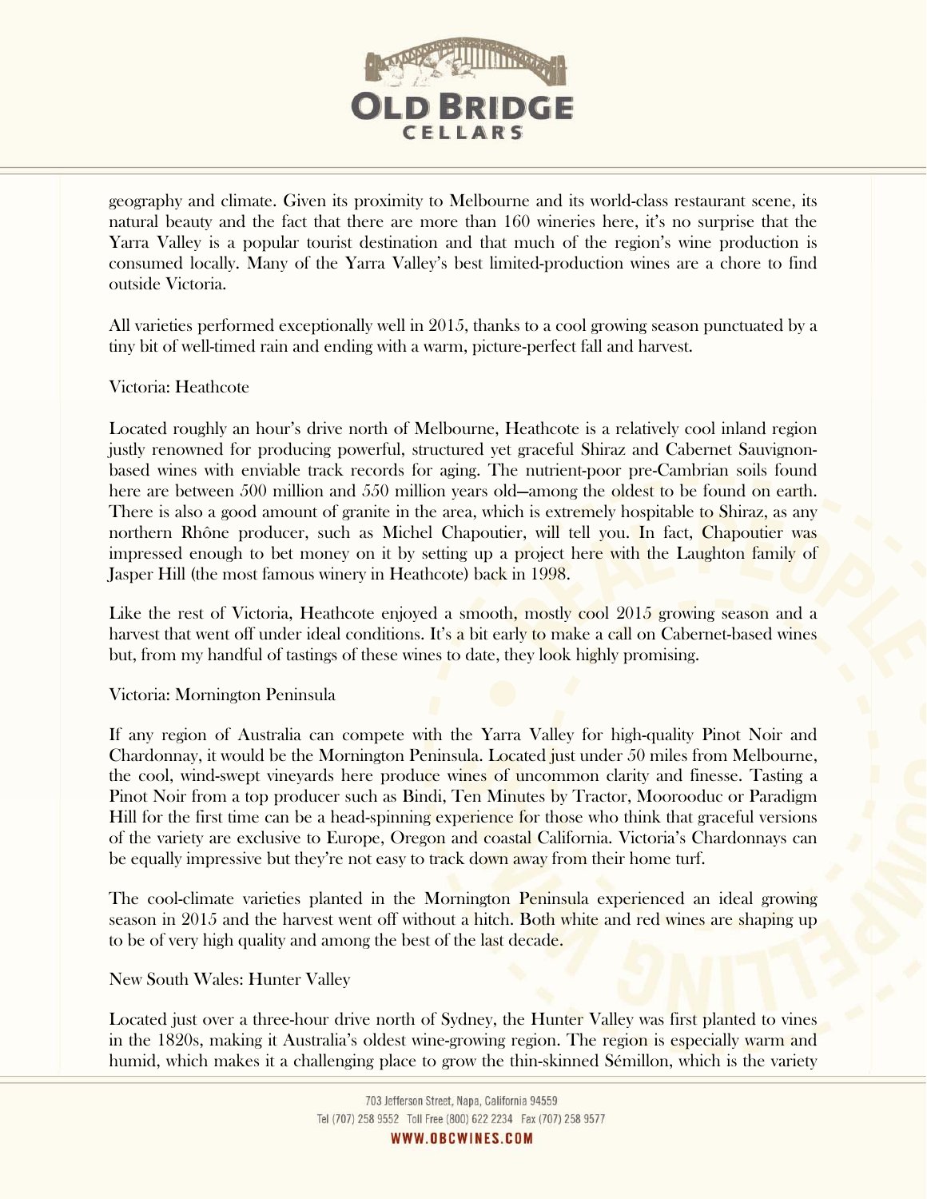geography and climate. Given its proximity to Melbourne and its world-class restaurant scene, its natural beauty and the fact that there are more than 160 wineries here, it's no surprise that the Yarra Valley is a popular tourist destination and that much of the region's wine production is consumed locally. Many of the Yarra Valley's best limited-production wines are a chore to find outside Victoria.

All varieties performed exceptionally well in 2015, thanks to a cool growing season punctuated by a tiny bit of well-timed rain and ending with a warm, picture-perfect fall and harvest.

Victoria: Heathcote

Located roughly an hour's drive north of Melbourne, Heathcote is a relatively cool inland region justly renowned for producing powerful, structured yet graceful Shiraz and Cabernet Sauvignon-based wines with enviable track records for aging. The nutrient-poor pre-Cambrian soils found here are between 500 million and 550 million years old—among the oldest to be found on earth. There is also a good amount of granite in the area, which is extremely hospitable to Shiraz, as any northern Rhône producer, such as Michel Chapoutier, will tell you. In fact, Chapoutier was impressed enough to bet money on it by setting up a project here with the Laughton family of Jasper Hill (the most famous winery in Heathcote) back in 1998.

Like the rest of Victoria, Heathcote enjoyed a smooth, mostly cool 2015 growing season and a harvest that went off under ideal conditions. It's a bit early to make a call on Cabernet-based wines but, from my handful of tastings of these wines to date, they look highly promising.

Victoria: Mornington Peninsula

If any region of Australia can compete with the Yarra Valley for high-quality Pinot Noir and Chardonnay, it would be the Mornington Peninsula. Located just under 50 miles from Melbourne, the cool, wind-swept vineyards here produce wines of uncommon clarity and finesse. Tasting a Pinot Noir from a top producer such as Bindi, Ten Minutes by Tractor, Moorooduc or Paradigm Hill for the first time can be a head-spinning experience for those who think that graceful versions of the variety are exclusive to Europe, Oregon and coastal California. Victoria's Chardonnays can be equally impressive but they're not easy to track down away from their home turf.

The cool-climate varieties planted in the Mornington Peninsula experienced an ideal growing season in 2015 and the harvest went off without a hitch. Both white and red wines are shaping up to be of very high quality and among the best of the last decade.

New South Wales: Hunter Valley

Located just over a three-hour drive north of Sydney, the Hunter Valley was first planted to vines in the 1820s, making it Australia's oldest wine-growing region. The region is especially warm and humid, which makes it a challenging place to grow the thin-skinned Sémillon, which is the variety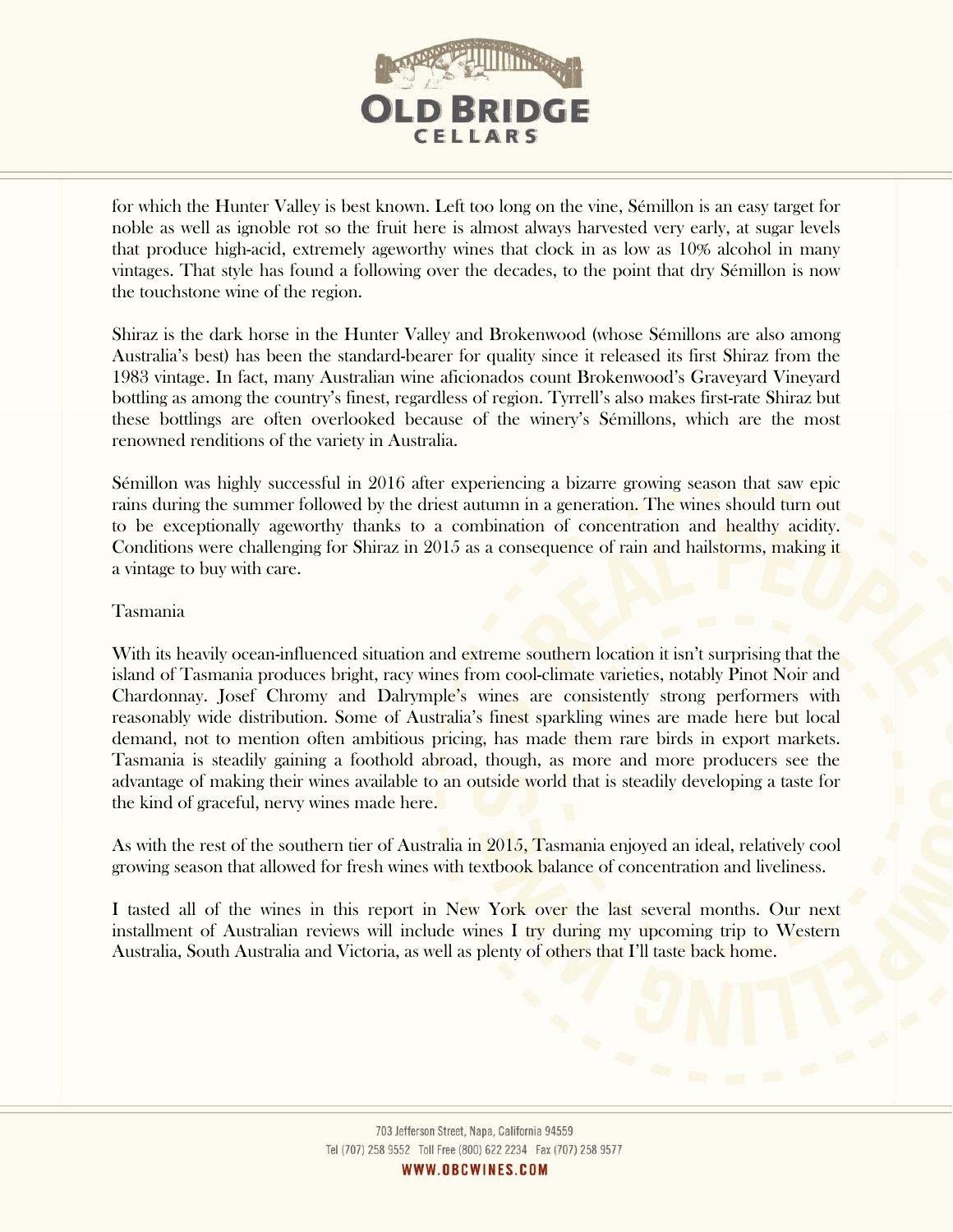for which the Hunter Valley is best known. Left too long on the vine, Sémillon is an easy target for noble as well as ignoble rot so the fruit here is almost always harvested very early, at sugar levels that produce high-acid, extremely ageworthy wines that clock in as low as 10% alcohol in many vintages. That style has found a following over the decades, to the point that dry Sémillon is now the touchstone wine of the region.

Shiraz is the dark horse in the Hunter Valley and Brokenwood (whose Sémillons are also among Australia's best) has been the standard-bearer for quality since it released its first Shiraz from the 1983 vintage. In fact, many Australian wine aficionados count Brokenwood's Graveyard Vineyard bottling as among the country's finest, regardless of region. Tyrrell's also makes first-rate Shiraz but these bottlings are often overlooked because of the winery's Sémillons, which are the most renowned renditions of the variety in Australia.

Sémillon was highly successful in 2016 after experiencing a bizarre growing season that saw epic rains during the summer followed by the driest autumn in a generation. The wines should turn out to be exceptionally ageworthy thanks to a combination of concentration and healthy acidity. Conditions were challenging for Shiraz in 2015 as a consequence of rain and hailstorms, making it a vintage to buy with care.

Tasmania

With its heavily ocean-influenced situation and extreme southern location it isn't surprising that the island of Tasmania produces bright, racy wines from cool-climate varieties, notably Pinot Noir and Chardonnay. Josef Chromy and Dalrymple's wines are consistently strong performers with reasonably wide distribution. Some of Australia's finest sparkling wines are made here but local demand, not to mention often ambitious pricing, has made them rare birds in export markets. Tasmania is steadily gaining a foothold abroad, though, as more and more producers see the advantage of making their wines available to an outside world that is steadily developing a taste for the kind of graceful, nervy wines made here.

As with the rest of the southern tier of Australia in 2015, Tasmania enjoyed an ideal, relatively cool growing season that allowed for fresh wines with textbook balance of concentration and liveliness.

I tasted all of the wines in this report in New York over the last several months. Our next installment of Australian reviews will include wines I try during my upcoming trip to Western Australia, South Australia and Victoria, as well as plenty of others that I'll taste back home.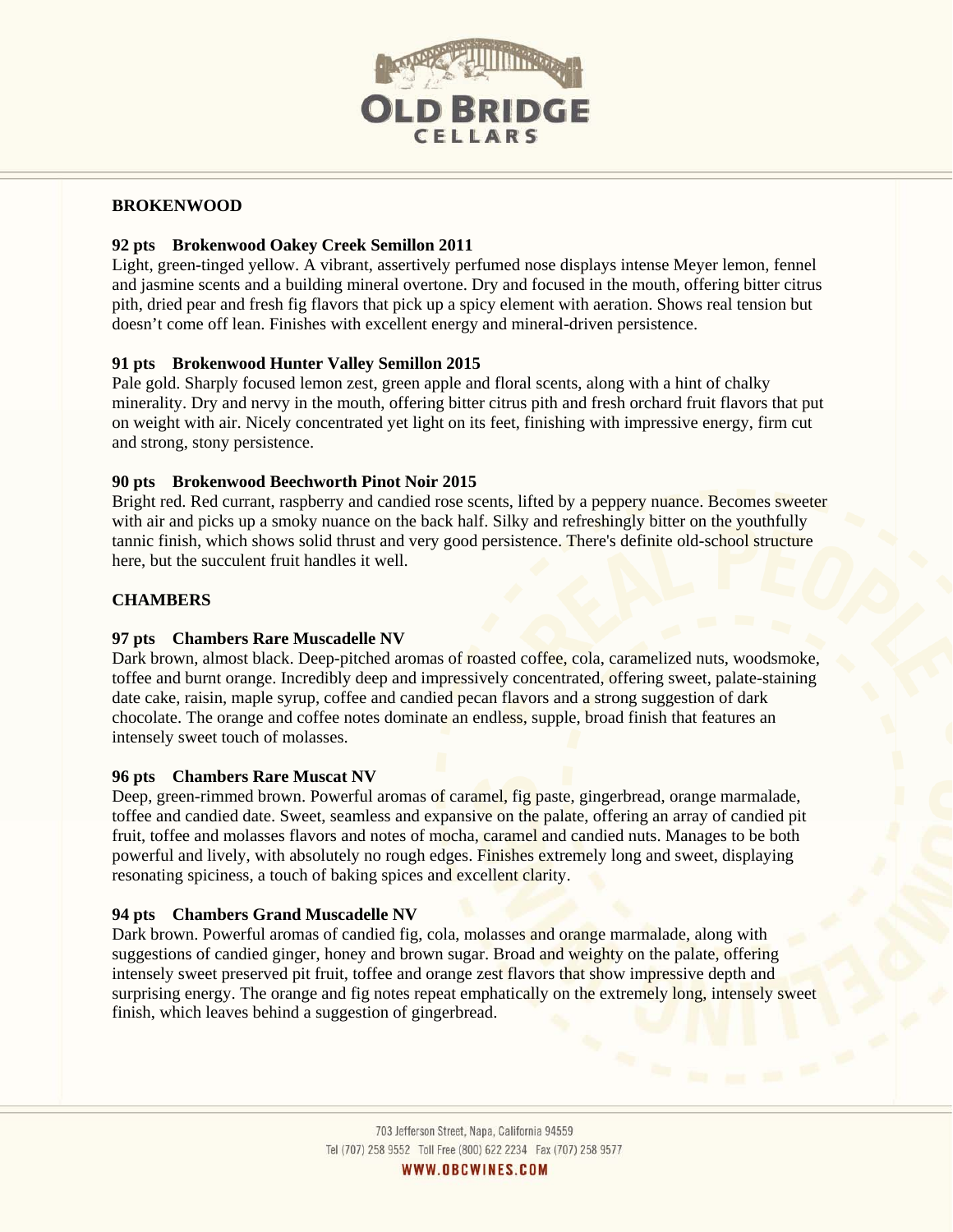## BROKENWOOD

### 92 pts Brokenwood Oakey Creek Semillon 2011

Light, green-tinged yellow. A vibrant, assertively perfumed nose displays intense Meyer lemon, fennel and jasmine scents and a building mineral overtone. Dry and focused in the mouth, offering bitter citrus pith, dried pear and fresh fig flavors that pick up a spicy element with aeration. Shows real tension but doesn't come off lean. Finishes with excellent energy and mineral-driven persistence.

### 91 pts Brokenwood Hunter Valley Semillon 2015

Pale gold. Sharply focused lemon zest, green apple and floral scents, along with a hint of chalky minerality. Dry and nervy in the mouth, offering bitter citrus pith and fresh orchard fruit flavors that put on weight with air. Nicely concentrated yet light on its feet, finishing with impressive energy, firm cut and strong, stony persistence.

### 90 pts Brokenwood Beechworth Pinot Noir 2015

Bright red. Red currant, raspberry and candied rose scents, lifted by a peppery nuance. Becomes sweeter with air and picks up a smoky nuance on the back half. Silky and refreshingly bitter on the youthfully tannic finish, which shows solid thrust and very good persistence. There's definite old-school structure here, but the succulent fruit handles it well.

## CHAMBERS

### 97 pts Chambers Rare Muscadelle NV

Dark brown, almost black. Deep-pitched aromas of roasted coffee, cola, caramelized nuts, woodsmoke, toffee and burnt orange. Incredibly deep and impressively concentrated, offering sweet, palate-staining date cake, raisin, maple syrup, coffee and candied pecan flavors and a strong suggestion of dark chocolate. The orange and coffee notes dominate an endless, supple, broad finish that features an intensely sweet touch of molasses.

### 96 pts Chambers Rare Muscat NV

Deep, green-rimmed brown. Powerful aromas of caramel, fig paste, gingerbread, orange marmalade, toffee and candied date. Sweet, seamless and expansive on the palate, offering an array of candied pit fruit, toffee and molasses flavors and notes of mocha, caramel and candied nuts. Manages to be both powerful and lively, with absolutely no rough edges. Finishes extremely long and sweet, displaying resonating spiciness, a touch of baking spices and excellent clarity.

### 94 pts Chambers Grand Muscadelle NV

Dark brown. Powerful aromas of candied fig, cola, molasses and orange marmalade, along with suggestions of candied ginger, honey and brown sugar. Broad and weighty on the palate, offering intensely sweet preserved pit fruit, toffee and orange zest flavors that show impressive depth and surprising energy. The orange and fig notes repeat emphatically on the extremely long, intensely sweet finish, which leaves behind a suggestion of gingerbread.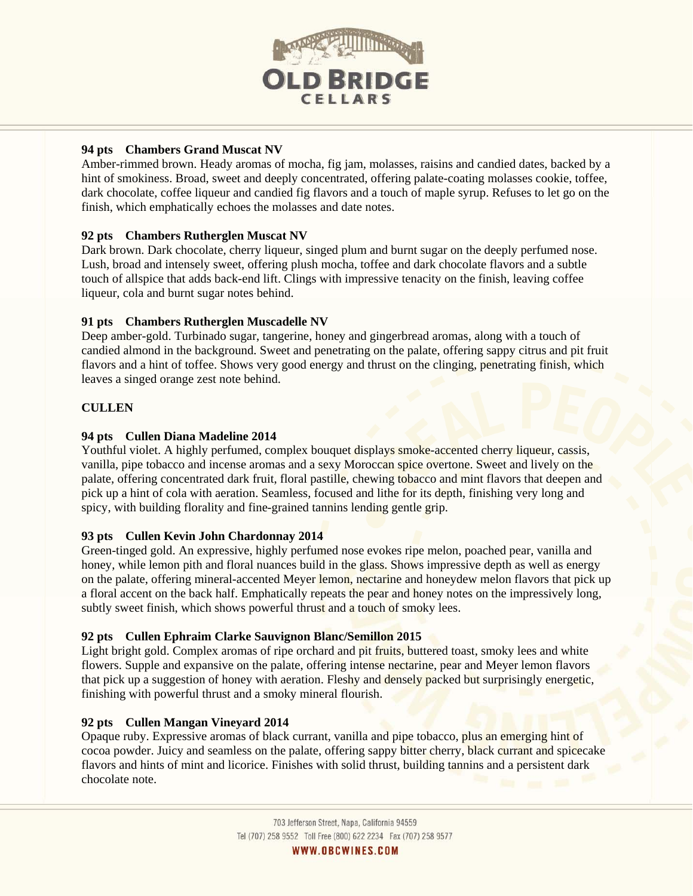**94 pts Chambers Grand Muscat NV**
Amber-rimmed brown. Heady aromas of mocha, fig jam, molasses, raisins and candied dates, backed by a hint of smokiness. Broad, sweet and deeply concentrated, offering palate-coating molasses cookie, toffee, dark chocolate, coffee liqueur and candied fig flavors and a touch of maple syrup. Refuses to let go on the finish, which emphatically echoes the molasses and date notes.

**92 pts Chambers Rutherglen Muscat NV**
Dark brown. Dark chocolate, cherry liqueur, singed plum and burnt sugar on the deeply perfumed nose. Lush, broad and intensely sweet, offering plush mocha, toffee and dark chocolate flavors and a subtle touch of allspice that adds back-end lift. Clings with impressive tenacity on the finish, leaving coffee liqueur, cola and burnt sugar notes behind.

**91 pts Chambers Rutherglen Muscadelle NV**
Deep amber-gold. Turbinado sugar, tangerine, honey and gingerbread aromas, along with a touch of candied almond in the background. Sweet and penetrating on the palate, offering sappy citrus and pit fruit flavors and a hint of toffee. Shows very good energy and thrust on the clinging, penetrating finish, which leaves a singed orange zest note behind.

**CULLEN**

**94 pts Cullen Diana Madeline 2014**
Youthful violet. A highly perfumed, complex bouquet displays smoke-accented cherry liqueur, cassis, vanilla, pipe tobacco and incense aromas and a sexy Moroccan spice overtone. Sweet and lively on the palate, offering concentrated dark fruit, floral pastille, chewing tobacco and mint flavors that deepen and pick up a hint of cola with aeration. Seamless, focused and lithe for its depth, finishing very long and spicy, with building florality and fine-grained tannins lending gentle grip.

**93 pts Cullen Kevin John Chardonnay 2014**
Green-tinged gold. An expressive, highly perfumed nose evokes ripe melon, poached pear, vanilla and honey, while lemon pith and floral nuances build in the glass. Shows impressive depth as well as energy on the palate, offering mineral-accented Meyer lemon, nectarine and honeydew melon flavors that pick up a floral accent on the back half. Emphatically repeats the pear and honey notes on the impressively long, subtly sweet finish, which shows powerful thrust and a touch of smoky lees.

**92 pts Cullen Ephraim Clarke Sauvignon Blanc/Semillon 2015**
Light bright gold. Complex aromas of ripe orchard and pit fruits, buttered toast, smoky lees and white flowers. Supple and expansive on the palate, offering intense nectarine, pear and Meyer lemon flavors that pick up a suggestion of honey with aeration. Fleshy and densely packed but surprisingly energetic, finishing with powerful thrust and a smoky mineral flourish.

**92 pts Cullen Mangan Vineyard 2014**
Opaque ruby. Expressive aromas of black currant, vanilla and pipe tobacco, plus an emerging hint of cocoa powder. Juicy and seamless on the palate, offering sappy bitter cherry, black currant and spicecake flavors and hints of mint and licorice. Finishes with solid thrust, building tannins and a persistent dark chocolate note.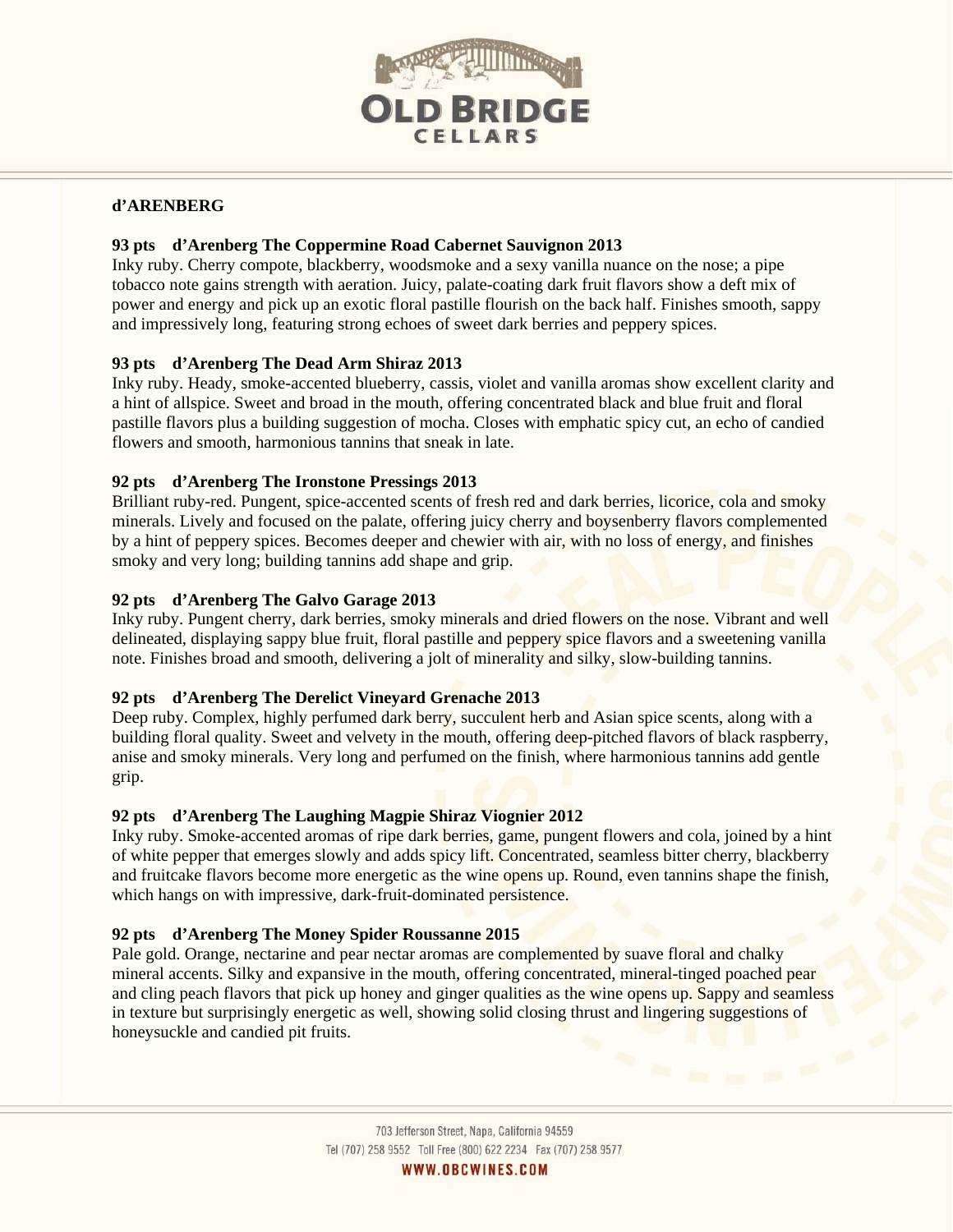## d'ARENBERG

### 93 pts d'Arenberg The Coppermine Road Cabernet Sauvignon 2013

Inky ruby. Cherry compote, blackberry, woodsmoke and a sexy vanilla nuance on the nose; a pipe tobacco note gains strength with aeration. Juicy, palate-coating dark fruit flavors show a deft mix of power and energy and pick up an exotic floral pastille flourish on the back half. Finishes smooth, sappy and impressively long, featuring strong echoes of sweet dark berries and peppery spices.

### 93 pts d'Arenberg The Dead Arm Shiraz 2013

Inky ruby. Heady, smoke-accented blueberry, cassis, violet and vanilla aromas show excellent clarity and a hint of allspice. Sweet and broad in the mouth, offering concentrated black and blue fruit and floral pastille flavors plus a building suggestion of mocha. Closes with emphatic spicy cut, an echo of candied flowers and smooth, harmonious tannins that sneak in late.

### 92 pts d'Arenberg The Ironstone Pressings 2013

Brilliant ruby-red. Pungent, spice-accented scents of fresh red and dark berries, licorice, cola and smoky minerals. Lively and focused on the palate, offering juicy cherry and boysenberry flavors complemented by a hint of peppery spices. Becomes deeper and chewier with air, with no loss of energy, and finishes smoky and very long; building tannins add shape and grip.

### 92 pts d'Arenberg The Galvo Garage 2013

Inky ruby. Pungent cherry, dark berries, smoky minerals and dried flowers on the nose. Vibrant and well delineated, displaying sappy blue fruit, floral pastille and peppery spice flavors and a sweetening vanilla note. Finishes broad and smooth, delivering a jolt of minerality and silky, slow-building tannins.

### 92 pts d'Arenberg The Derelict Vineyard Grenache 2013

Deep ruby. Complex, highly perfumed dark berry, succulent herb and Asian spice scents, along with a building floral quality. Sweet and velvety in the mouth, offering deep-pitched flavors of black raspberry, anise and smoky minerals. Very long and perfumed on the finish, where harmonious tannins add gentle grip.

### 92 pts d'Arenberg The Laughing Magpie Shiraz Viognier 2012

Inky ruby. Smoke-accented aromas of ripe dark berries, game, pungent flowers and cola, joined by a hint of white pepper that emerges slowly and adds spicy lift. Concentrated, seamless bitter cherry, blackberry and fruitcake flavors become more energetic as the wine opens up. Round, even tannins shape the finish, which hangs on with impressive, dark-fruit-dominated persistence.

### 92 pts d'Arenberg The Money Spider Roussanne 2015

Pale gold. Orange, nectarine and pear nectar aromas are complemented by suave floral and chalky mineral accents. Silky and expansive in the mouth, offering concentrated, mineral-tinged poached pear and cling peach flavors that pick up honey and ginger qualities as the wine opens up. Sappy and seamless in texture but surprisingly energetic as well, showing solid closing thrust and lingering suggestions of honeysuckle and candied pit fruits.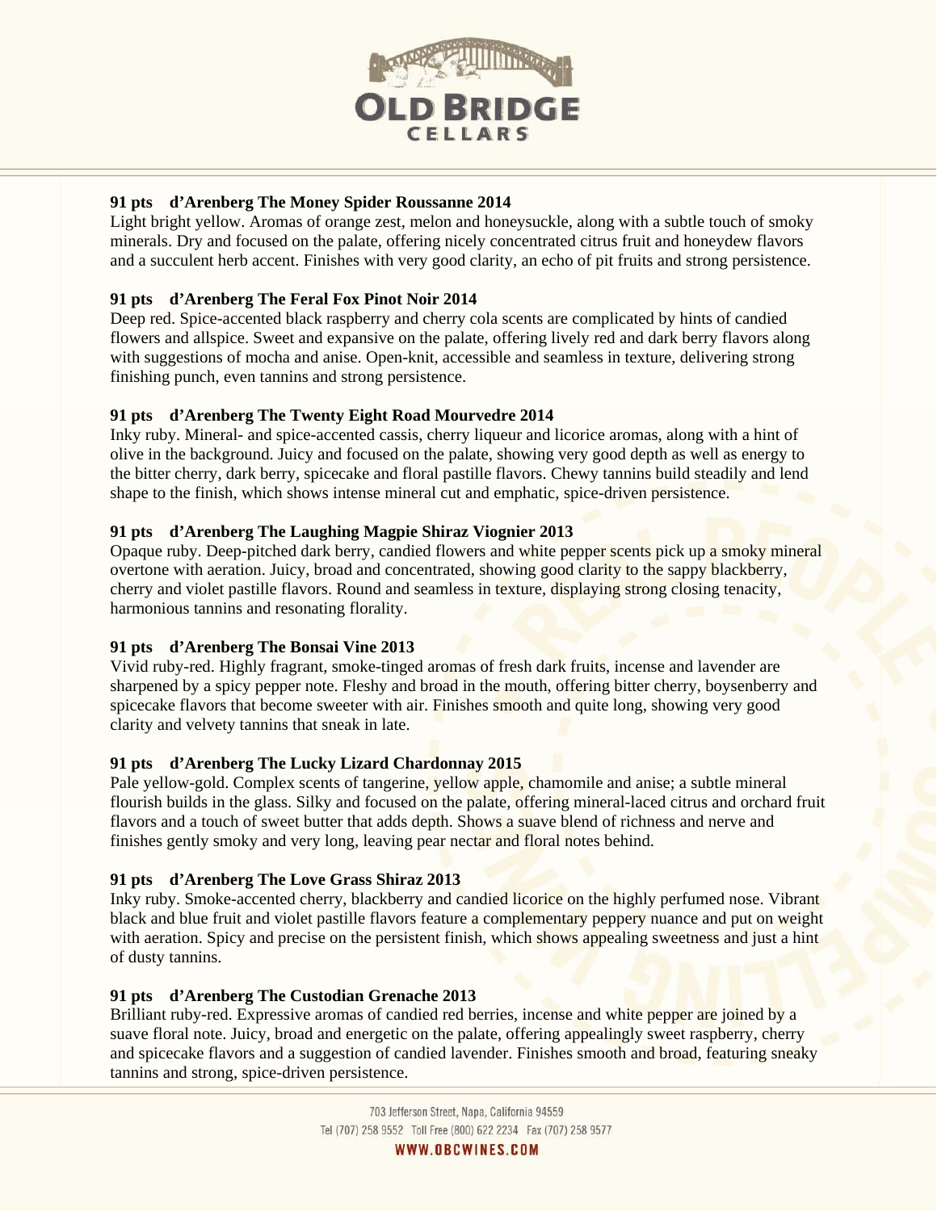**91 pts d'Arenberg The Money Spider Roussanne 2014**
Light bright yellow. Aromas of orange zest, melon and honeysuckle, along with a subtle touch of smoky minerals. Dry and focused on the palate, offering nicely concentrated citrus fruit and honeydew flavors and a succulent herb accent. Finishes with very good clarity, an echo of pit fruits and strong persistence.

**91 pts d'Arenberg The Feral Fox Pinot Noir 2014**
Deep red. Spice-accented black raspberry and cherry cola scents are complicated by hints of candied flowers and allspice. Sweet and expansive on the palate, offering lively red and dark berry flavors along with suggestions of mocha and anise. Open-knit, accessible and seamless in texture, delivering strong finishing punch, even tannins and strong persistence.

**91 pts d'Arenberg The Twenty Eight Road Mourvedre 2014**
Inky ruby. Mineral- and spice-accented cassis, cherry liqueur and licorice aromas, along with a hint of olive in the background. Juicy and focused on the palate, showing very good depth as well as energy to the bitter cherry, dark berry, spicecake and floral pastille flavors. Chewy tannins build steadily and lend shape to the finish, which shows intense mineral cut and emphatic, spice-driven persistence.

**91 pts d'Arenberg The Laughing Magpie Shiraz Viognier 2013**
Opaque ruby. Deep-pitched dark berry, candied flowers and white pepper scents pick up a smoky mineral overtone with aeration. Juicy, broad and concentrated, showing good clarity to the sappy blackberry, cherry and violet pastille flavors. Round and seamless in texture, displaying strong closing tenacity, harmonious tannins and resonating florality.

**91 pts d'Arenberg The Bonsai Vine 2013**
Vivid ruby-red. Highly fragrant, smoke-tinged aromas of fresh dark fruits, incense and lavender are sharpened by a spicy pepper note. Fleshy and broad in the mouth, offering bitter cherry, boysenberry and spicecake flavors that become sweeter with air. Finishes smooth and quite long, showing very good clarity and velvety tannins that sneak in late.

**91 pts d'Arenberg The Lucky Lizard Chardonnay 2015**
Pale yellow-gold. Complex scents of tangerine, yellow apple, chamomile and anise; a subtle mineral flourish builds in the glass. Silky and focused on the palate, offering mineral-laced citrus and orchard fruit flavors and a touch of sweet butter that adds depth. Shows a suave blend of richness and nerve and finishes gently smoky and very long, leaving pear nectar and floral notes behind.

**91 pts d'Arenberg The Love Grass Shiraz 2013**
Inky ruby. Smoke-accented cherry, blackberry and candied licorice on the highly perfumed nose. Vibrant black and blue fruit and violet pastille flavors feature a complementary peppery nuance and put on weight with aeration. Spicy and precise on the persistent finish, which shows appealing sweetness and just a hint of dusty tannins.

**91 pts d'Arenberg The Custodian Grenache 2013**
Brilliant ruby-red. Expressive aromas of candied red berries, incense and white pepper are joined by a suave floral note. Juicy, broad and energetic on the palate, offering appealingly sweet raspberry, cherry and spicecake flavors and a suggestion of candied lavender. Finishes smooth and broad, featuring sneaky tannins and strong, spice-driven persistence.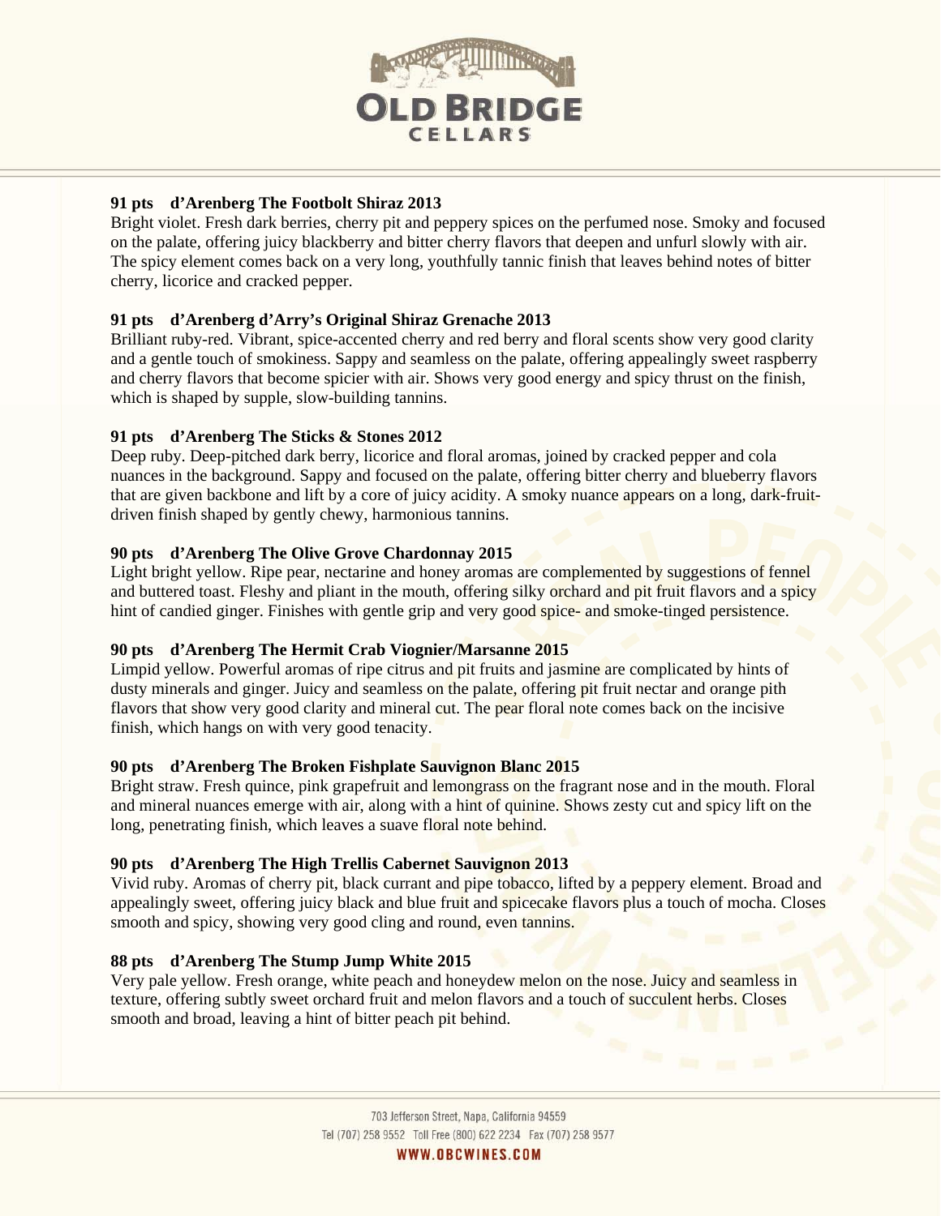**91 pts d'Arenberg The Footbolt Shiraz 2013**
Bright violet. Fresh dark berries, cherry pit and peppery spices on the perfumed nose. Smoky and focused on the palate, offering juicy blackberry and bitter cherry flavors that deepen and unfurl slowly with air. The spicy element comes back on a very long, youthfully tannic finish that leaves behind notes of bitter cherry, licorice and cracked pepper.

**91 pts d'Arenberg d'Arry's Original Shiraz Grenache 2013**
Brilliant ruby-red. Vibrant, spice-accented cherry and red berry and floral scents show very good clarity and a gentle touch of smokiness. Sappy and seamless on the palate, offering appealingly sweet raspberry and cherry flavors that become spicier with air. Shows very good energy and spicy thrust on the finish, which is shaped by supple, slow-building tannins.

**91 pts d'Arenberg The Sticks & Stones 2012**
Deep ruby. Deep-pitched dark berry, licorice and floral aromas, joined by cracked pepper and cola nuances in the background. Sappy and focused on the palate, offering bitter cherry and blueberry flavors that are given backbone and lift by a core of juicy acidity. A smoky nuance appears on a long, dark-fruit-driven finish shaped by gently chewy, harmonious tannins.

**90 pts d'Arenberg The Olive Grove Chardonnay 2015**
Light bright yellow. Ripe pear, nectarine and honey aromas are complemented by suggestions of fennel and buttered toast. Fleshy and pliant in the mouth, offering silky orchard and pit fruit flavors and a spicy hint of candied ginger. Finishes with gentle grip and very good spice- and smoke-tinged persistence.

**90 pts d'Arenberg The Hermit Crab Viognier/Marsanne 2015**
Limpid yellow. Powerful aromas of ripe citrus and pit fruits and jasmine are complicated by hints of dusty minerals and ginger. Juicy and seamless on the palate, offering pit fruit nectar and orange pith flavors that show very good clarity and mineral cut. The pear floral note comes back on the incisive finish, which hangs on with very good tenacity.

**90 pts d'Arenberg The Broken Fishplate Sauvignon Blanc 2015**
Bright straw. Fresh quince, pink grapefruit and lemongrass on the fragrant nose and in the mouth. Floral and mineral nuances emerge with air, along with a hint of quinine. Shows zesty cut and spicy lift on the long, penetrating finish, which leaves a suave floral note behind.

**90 pts d'Arenberg The High Trellis Cabernet Sauvignon 2013**
Vivid ruby. Aromas of cherry pit, black currant and pipe tobacco, lifted by a peppery element. Broad and appealingly sweet, offering juicy black and blue fruit and spicecake flavors plus a touch of mocha. Closes smooth and spicy, showing very good cling and round, even tannins.

**88 pts d'Arenberg The Stump Jump White 2015**
Very pale yellow. Fresh orange, white peach and honeydew melon on the nose. Juicy and seamless in texture, offering subtly sweet orchard fruit and melon flavors and a touch of succulent herbs. Closes smooth and broad, leaving a hint of bitter peach pit behind.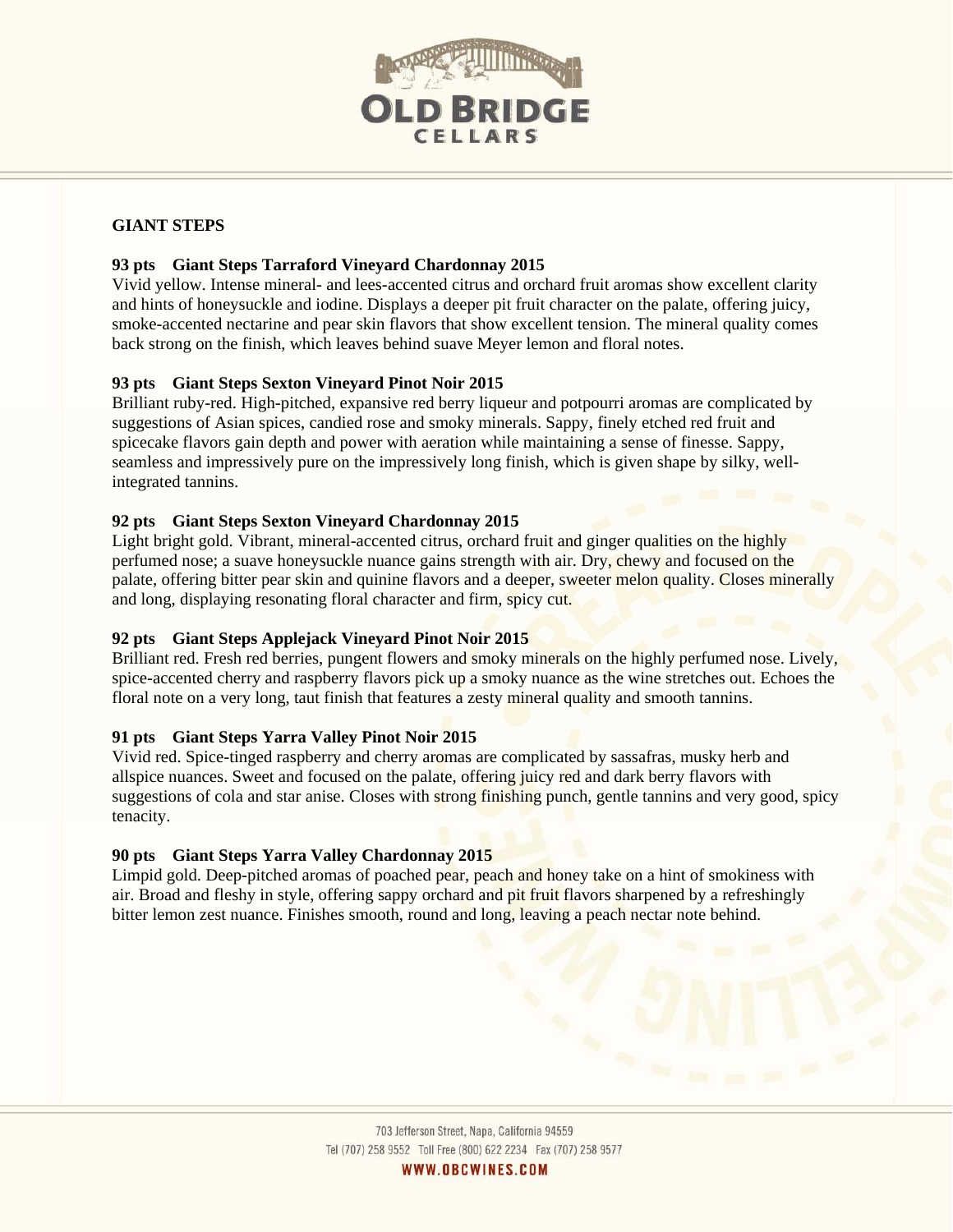## GIANT STEPS

**93 pts    Giant Steps Tarraford Vineyard Chardonnay 2015**
Vivid yellow. Intense mineral- and lees-accented citrus and orchard fruit aromas show excellent clarity and hints of honeysuckle and iodine. Displays a deeper pit fruit character on the palate, offering juicy, smoke-accented nectarine and pear skin flavors that show excellent tension. The mineral quality comes back strong on the finish, which leaves behind suave Meyer lemon and floral notes.

**93 pts    Giant Steps Sexton Vineyard Pinot Noir 2015**
Brilliant ruby-red. High-pitched, expansive red berry liqueur and potpourri aromas are complicated by suggestions of Asian spices, candied rose and smoky minerals. Sappy, finely etched red fruit and spicecake flavors gain depth and power with aeration while maintaining a sense of finesse. Sappy, seamless and impressively pure on the impressively long finish, which is given shape by silky, well-integrated tannins.

**92 pts    Giant Steps Sexton Vineyard Chardonnay 2015**
Light bright gold. Vibrant, mineral-accented citrus, orchard fruit and ginger qualities on the highly perfumed nose; a suave honeysuckle nuance gains strength with air. Dry, chewy and focused on the palate, offering bitter pear skin and quinine flavors and a deeper, sweeter melon quality. Closes minerally and long, displaying resonating floral character and firm, spicy cut.

**92 pts    Giant Steps Applejack Vineyard Pinot Noir 2015**
Brilliant red. Fresh red berries, pungent flowers and smoky minerals on the highly perfumed nose. Lively, spice-accented cherry and raspberry flavors pick up a smoky nuance as the wine stretches out. Echoes the floral note on a very long, taut finish that features a zesty mineral quality and smooth tannins.

**91 pts    Giant Steps Yarra Valley Pinot Noir 2015**
Vivid red. Spice-tinged raspberry and cherry aromas are complicated by sassafras, musky herb and allspice nuances. Sweet and focused on the palate, offering juicy red and dark berry flavors with suggestions of cola and star anise. Closes with strong finishing punch, gentle tannins and very good, spicy tenacity.

**90 pts    Giant Steps Yarra Valley Chardonnay 2015**
Limpid gold. Deep-pitched aromas of poached pear, peach and honey take on a hint of smokiness with air. Broad and fleshy in style, offering sappy orchard and pit fruit flavors sharpened by a refreshingly bitter lemon zest nuance. Finishes smooth, round and long, leaving a peach nectar note behind.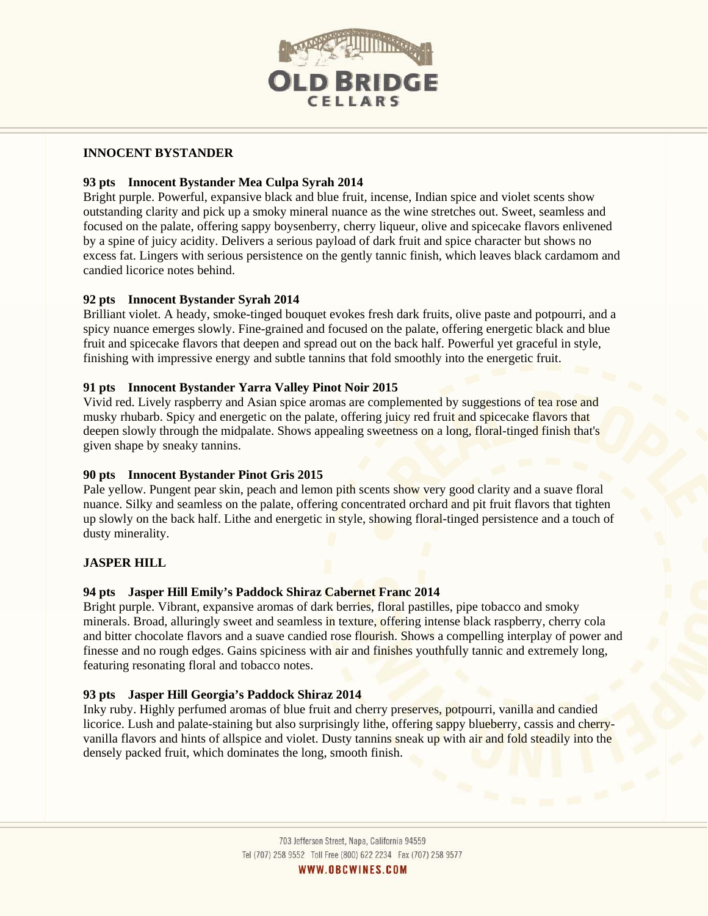## INNOCENT BYSTANDER

**93 pts Innocent Bystander Mea Culpa Syrah 2014**
Bright purple. Powerful, expansive black and blue fruit, incense, Indian spice and violet scents show outstanding clarity and pick up a smoky mineral nuance as the wine stretches out. Sweet, seamless and focused on the palate, offering sappy boysenberry, cherry liqueur, olive and spicecake flavors enlivened by a spine of juicy acidity. Delivers a serious payload of dark fruit and spice character but shows no excess fat. Lingers with serious persistence on the gently tannic finish, which leaves black cardamom and candied licorice notes behind.

**92 pts Innocent Bystander Syrah 2014**
Brilliant violet. A heady, smoke-tinged bouquet evokes fresh dark fruits, olive paste and potpourri, and a spicy nuance emerges slowly. Fine-grained and focused on the palate, offering energetic black and blue fruit and spicecake flavors that deepen and spread out on the back half. Powerful yet graceful in style, finishing with impressive energy and subtle tannins that fold smoothly into the energetic fruit.

**91 pts Innocent Bystander Yarra Valley Pinot Noir 2015**
Vivid red. Lively raspberry and Asian spice aromas are complemented by suggestions of tea rose and musky rhubarb. Spicy and energetic on the palate, offering juicy red fruit and spicecake flavors that deepen slowly through the midpalate. Shows appealing sweetness on a long, floral-tinged finish that's given shape by sneaky tannins.

**90 pts Innocent Bystander Pinot Gris 2015**
Pale yellow. Pungent pear skin, peach and lemon pith scents show very good clarity and a suave floral nuance. Silky and seamless on the palate, offering concentrated orchard and pit fruit flavors that tighten up slowly on the back half. Lithe and energetic in style, showing floral-tinged persistence and a touch of dusty minerality.

## JASPER HILL

**94 pts Jasper Hill Emily's Paddock Shiraz Cabernet Franc 2014**
Bright purple. Vibrant, expansive aromas of dark berries, floral pastilles, pipe tobacco and smoky minerals. Broad, alluringly sweet and seamless in texture, offering intense black raspberry, cherry cola and bitter chocolate flavors and a suave candied rose flourish. Shows a compelling interplay of power and finesse and no rough edges. Gains spiciness with air and finishes youthfully tannic and extremely long, featuring resonating floral and tobacco notes.

**93 pts Jasper Hill Georgia's Paddock Shiraz 2014**
Inky ruby. Highly perfumed aromas of blue fruit and cherry preserves, potpourri, vanilla and candied licorice. Lush and palate-staining but also surprisingly lithe, offering sappy blueberry, cassis and cherry-vanilla flavors and hints of allspice and violet. Dusty tannins sneak up with air and fold steadily into the densely packed fruit, which dominates the long, smooth finish.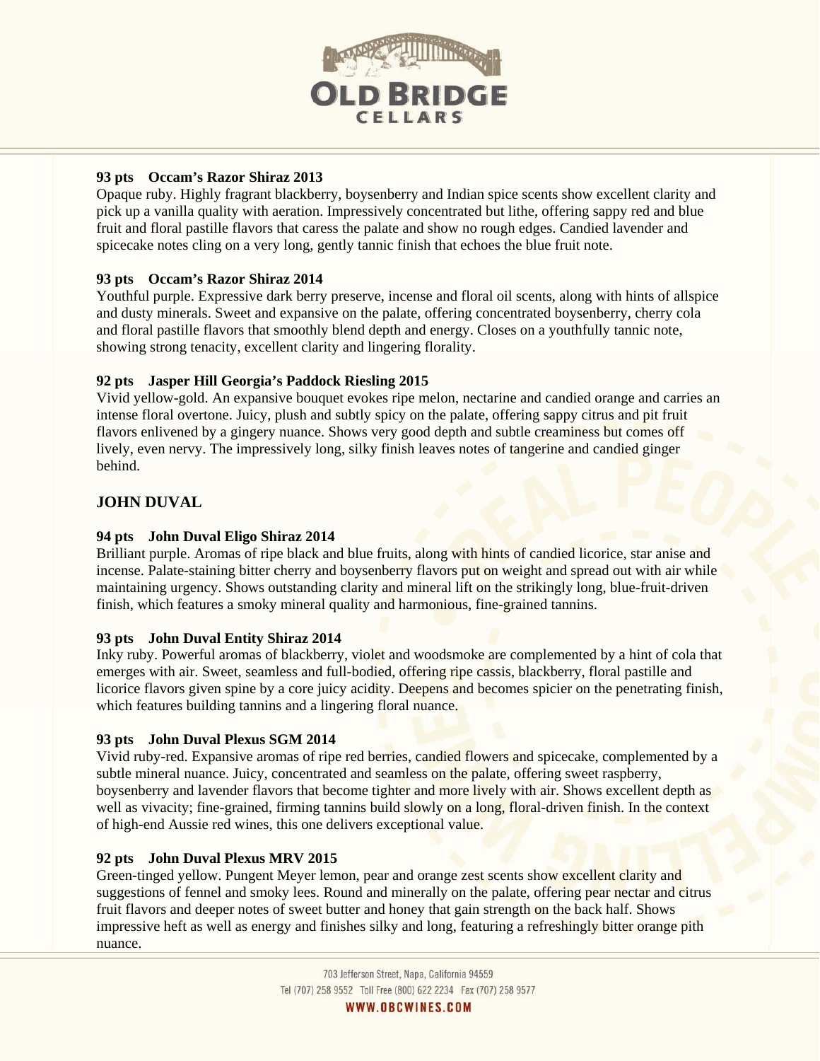**93 pts Occam's Razor Shiraz 2013**

Opaque ruby. Highly fragrant blackberry, boysenberry and Indian spice scents show excellent clarity and pick up a vanilla quality with aeration. Impressively concentrated but lithe, offering sappy red and blue fruit and floral pastille flavors that caress the palate and show no rough edges. Candied lavender and spicecake notes cling on a very long, gently tannic finish that echoes the blue fruit note.

**93 pts Occam's Razor Shiraz 2014**

Youthful purple. Expressive dark berry preserve, incense and floral oil scents, along with hints of allspice and dusty minerals. Sweet and expansive on the palate, offering concentrated boysenberry, cherry cola and floral pastille flavors that smoothly blend depth and energy. Closes on a youthfully tannic note, showing strong tenacity, excellent clarity and lingering florality.

**92 pts Jasper Hill Georgia's Paddock Riesling 2015**

Vivid yellow-gold. An expansive bouquet evokes ripe melon, nectarine and candied orange and carries an intense floral overtone. Juicy, plush and subtly spicy on the palate, offering sappy citrus and pit fruit flavors enlivened by a gingery nuance. Shows very good depth and subtle creaminess but comes off lively, even nervy. The impressively long, silky finish leaves notes of tangerine and candied ginger behind.

## JOHN DUVAL

**94 pts John Duval Eligo Shiraz 2014**

Brilliant purple. Aromas of ripe black and blue fruits, along with hints of candied licorice, star anise and incense. Palate-staining bitter cherry and boysenberry flavors put on weight and spread out with air while maintaining urgency. Shows outstanding clarity and mineral lift on the strikingly long, blue-fruit-driven finish, which features a smoky mineral quality and harmonious, fine-grained tannins.

**93 pts John Duval Entity Shiraz 2014**

Inky ruby. Powerful aromas of blackberry, violet and woodsmoke are complemented by a hint of cola that emerges with air. Sweet, seamless and full-bodied, offering ripe cassis, blackberry, floral pastille and licorice flavors given spine by a core juicy acidity. Deepens and becomes spicier on the penetrating finish, which features building tannins and a lingering floral nuance.

**93 pts John Duval Plexus SGM 2014**

Vivid ruby-red. Expansive aromas of ripe red berries, candied flowers and spicecake, complemented by a subtle mineral nuance. Juicy, concentrated and seamless on the palate, offering sweet raspberry, boysenberry and lavender flavors that become tighter and more lively with air. Shows excellent depth as well as vivacity; fine-grained, firming tannins build slowly on a long, floral-driven finish. In the context of high-end Aussie red wines, this one delivers exceptional value.

**92 pts John Duval Plexus MRV 2015**

Green-tinged yellow. Pungent Meyer lemon, pear and orange zest scents show excellent clarity and suggestions of fennel and smoky lees. Round and minerally on the palate, offering pear nectar and citrus fruit flavors and deeper notes of sweet butter and honey that gain strength on the back half. Shows impressive heft as well as energy and finishes silky and long, featuring a refreshingly bitter orange pith nuance.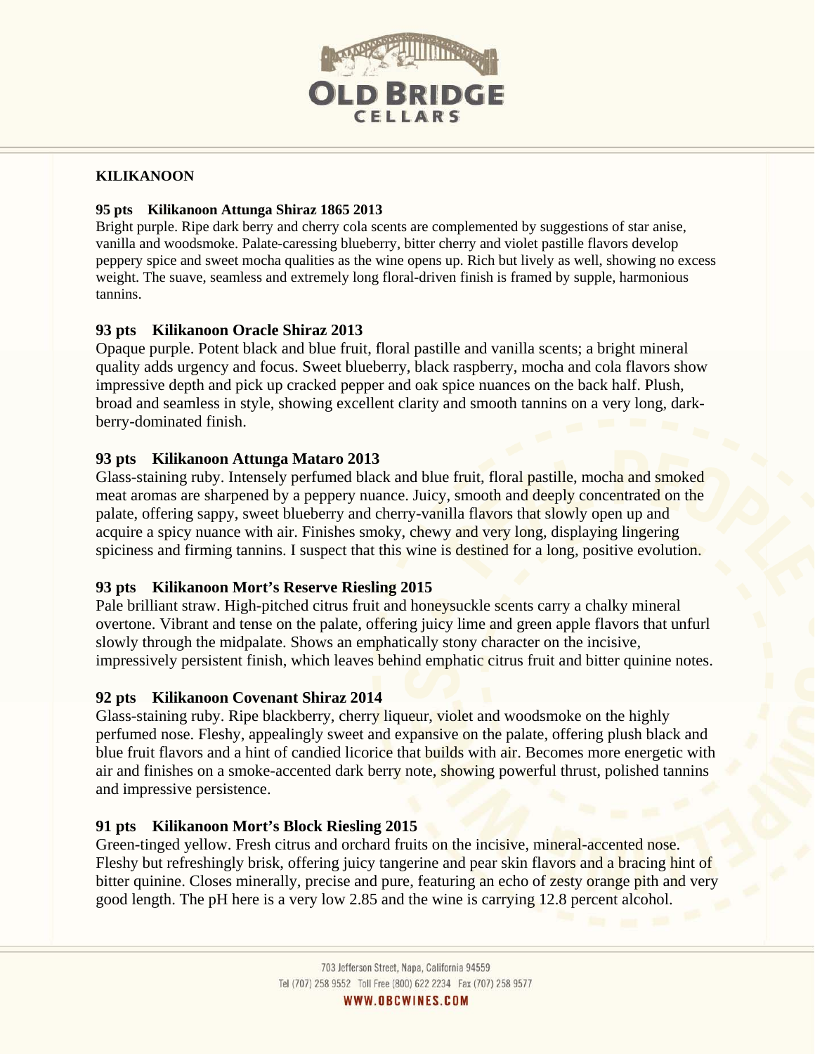## KILIKANOON

### 95 pts Kilikanoon Attunga Shiraz 1865 2013

Bright purple. Ripe dark berry and cherry cola scents are complemented by suggestions of star anise, vanilla and woodsmoke. Palate-caressing blueberry, bitter cherry and violet pastille flavors develop peppery spice and sweet mocha qualities as the wine opens up. Rich but lively as well, showing no excess weight. The suave, seamless and extremely long floral-driven finish is framed by supple, harmonious tannins.

### 93 pts Kilikanoon Oracle Shiraz 2013

Opaque purple. Potent black and blue fruit, floral pastille and vanilla scents; a bright mineral quality adds urgency and focus. Sweet blueberry, black raspberry, mocha and cola flavors show impressive depth and pick up cracked pepper and oak spice nuances on the back half. Plush, broad and seamless in style, showing excellent clarity and smooth tannins on a very long, dark-berry-dominated finish.

### 93 pts Kilikanoon Attunga Mataro 2013

Glass-staining ruby. Intensely perfumed black and blue fruit, floral pastille, mocha and smoked meat aromas are sharpened by a peppery nuance. Juicy, smooth and deeply concentrated on the palate, offering sappy, sweet blueberry and cherry-vanilla flavors that slowly open up and acquire a spicy nuance with air. Finishes smoky, chewy and very long, displaying lingering spiciness and firming tannins. I suspect that this wine is destined for a long, positive evolution.

### 93 pts Kilikanoon Mort's Reserve Riesling 2015

Pale brilliant straw. High-pitched citrus fruit and honeysuckle scents carry a chalky mineral overtone. Vibrant and tense on the palate, offering juicy lime and green apple flavors that unfurl slowly through the midpalate. Shows an emphatically stony character on the incisive, impressively persistent finish, which leaves behind emphatic citrus fruit and bitter quinine notes.

### 92 pts Kilikanoon Covenant Shiraz 2014

Glass-staining ruby. Ripe blackberry, cherry liqueur, violet and woodsmoke on the highly perfumed nose. Fleshy, appealingly sweet and expansive on the palate, offering plush black and blue fruit flavors and a hint of candied licorice that builds with air. Becomes more energetic with air and finishes on a smoke-accented dark berry note, showing powerful thrust, polished tannins and impressive persistence.

### 91 pts Kilikanoon Mort's Block Riesling 2015

Green-tinged yellow. Fresh citrus and orchard fruits on the incisive, mineral-accented nose. Fleshy but refreshingly brisk, offering juicy tangerine and pear skin flavors and a bracing hint of bitter quinine. Closes minerally, precise and pure, featuring an echo of zesty orange pith and very good length. The pH here is a very low 2.85 and the wine is carrying 12.8 percent alcohol.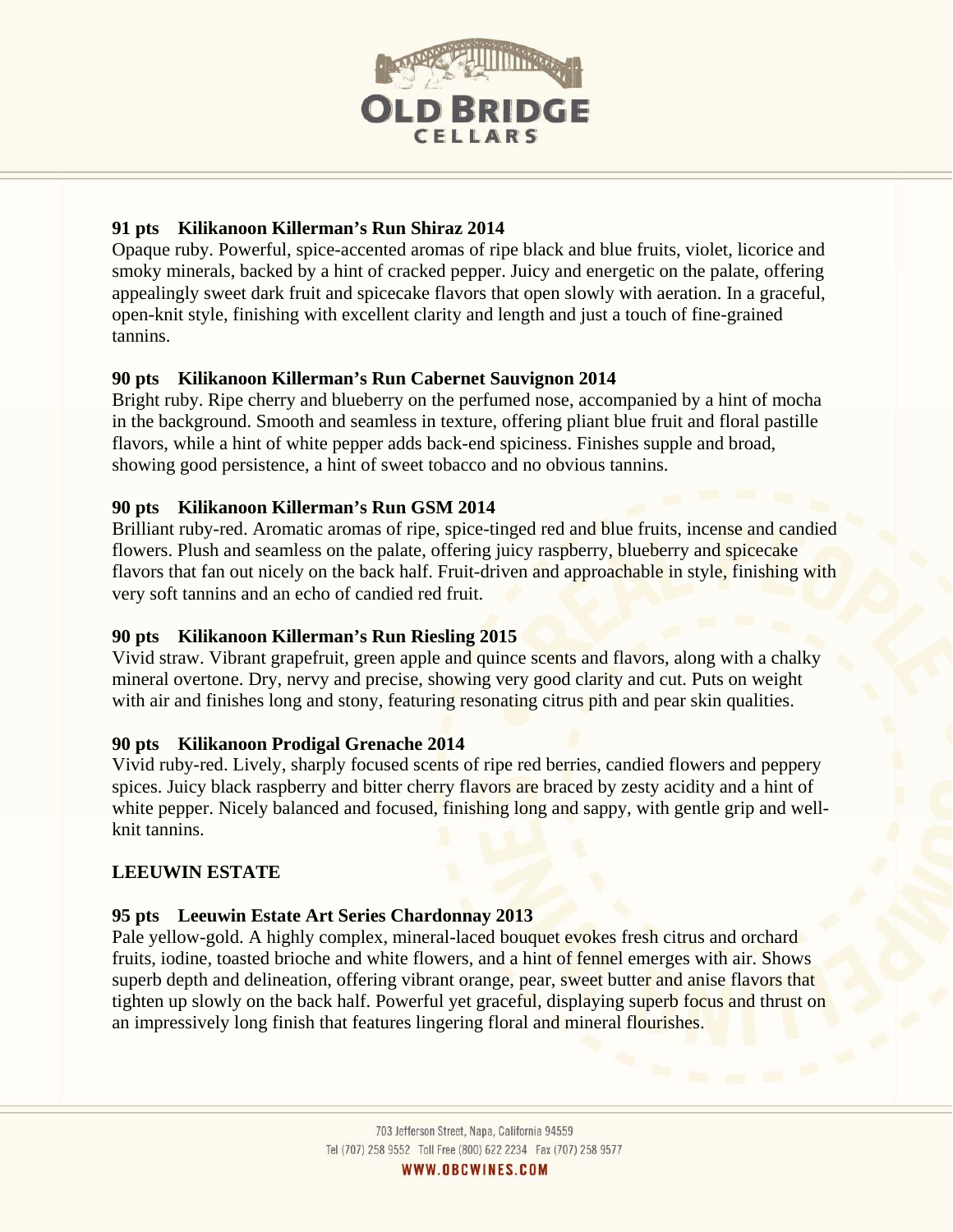**91 pts Kilikanoon Killerman's Run Shiraz 2014**
Opaque ruby. Powerful, spice-accented aromas of ripe black and blue fruits, violet, licorice and smoky minerals, backed by a hint of cracked pepper. Juicy and energetic on the palate, offering appealingly sweet dark fruit and spicecake flavors that open slowly with aeration. In a graceful, open-knit style, finishing with excellent clarity and length and just a touch of fine-grained tannins.

**90 pts Kilikanoon Killerman's Run Cabernet Sauvignon 2014**
Bright ruby. Ripe cherry and blueberry on the perfumed nose, accompanied by a hint of mocha in the background. Smooth and seamless in texture, offering pliant blue fruit and floral pastille flavors, while a hint of white pepper adds back-end spiciness. Finishes supple and broad, showing good persistence, a hint of sweet tobacco and no obvious tannins.

**90 pts Kilikanoon Killerman's Run GSM 2014**
Brilliant ruby-red. Aromatic aromas of ripe, spice-tinged red and blue fruits, incense and candied flowers. Plush and seamless on the palate, offering juicy raspberry, blueberry and spicecake flavors that fan out nicely on the back half. Fruit-driven and approachable in style, finishing with very soft tannins and an echo of candied red fruit.

**90 pts Kilikanoon Killerman's Run Riesling 2015**
Vivid straw. Vibrant grapefruit, green apple and quince scents and flavors, along with a chalky mineral overtone. Dry, nervy and precise, showing very good clarity and cut. Puts on weight with air and finishes long and stony, featuring resonating citrus pith and pear skin qualities.

**90 pts Kilikanoon Prodigal Grenache 2014**
Vivid ruby-red. Lively, sharply focused scents of ripe red berries, candied flowers and peppery spices. Juicy black raspberry and bitter cherry flavors are braced by zesty acidity and a hint of white pepper. Nicely balanced and focused, finishing long and sappy, with gentle grip and well-knit tannins.

**LEEUWIN ESTATE**

**95 pts Leeuwin Estate Art Series Chardonnay 2013**
Pale yellow-gold. A highly complex, mineral-laced bouquet evokes fresh citrus and orchard fruits, iodine, toasted brioche and white flowers, and a hint of fennel emerges with air. Shows superb depth and delineation, offering vibrant orange, pear, sweet butter and anise flavors that tighten up slowly on the back half. Powerful yet graceful, displaying superb focus and thrust on an impressively long finish that features lingering floral and mineral flourishes.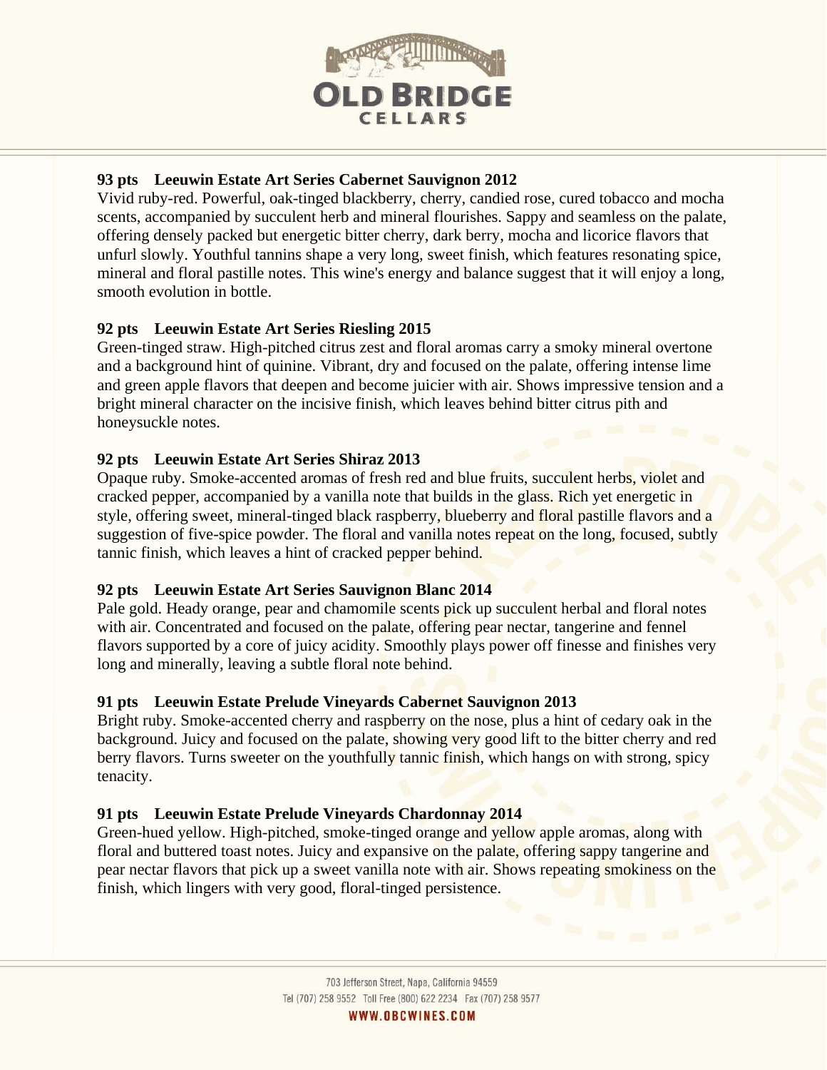**93 pts Leeuwin Estate Art Series Cabernet Sauvignon 2012**

Vivid ruby-red. Powerful, oak-tinged blackberry, cherry, candied rose, cured tobacco and mocha scents, accompanied by succulent herb and mineral flourishes. Sappy and seamless on the palate, offering densely packed but energetic bitter cherry, dark berry, mocha and licorice flavors that unfurl slowly. Youthful tannins shape a very long, sweet finish, which features resonating spice, mineral and floral pastille notes. This wine's energy and balance suggest that it will enjoy a long, smooth evolution in bottle.

**92 pts Leeuwin Estate Art Series Riesling 2015**

Green-tinged straw. High-pitched citrus zest and floral aromas carry a smoky mineral overtone and a background hint of quinine. Vibrant, dry and focused on the palate, offering intense lime and green apple flavors that deepen and become juicier with air. Shows impressive tension and a bright mineral character on the incisive finish, which leaves behind bitter citrus pith and honeysuckle notes.

**92 pts Leeuwin Estate Art Series Shiraz 2013**

Opaque ruby. Smoke-accented aromas of fresh red and blue fruits, succulent herbs, violet and cracked pepper, accompanied by a vanilla note that builds in the glass. Rich yet energetic in style, offering sweet, mineral-tinged black raspberry, blueberry and floral pastille flavors and a suggestion of five-spice powder. The floral and vanilla notes repeat on the long, focused, subtly tannic finish, which leaves a hint of cracked pepper behind.

**92 pts Leeuwin Estate Art Series Sauvignon Blanc 2014**

Pale gold. Heady orange, pear and chamomile scents pick up succulent herbal and floral notes with air. Concentrated and focused on the palate, offering pear nectar, tangerine and fennel flavors supported by a core of juicy acidity. Smoothly plays power off finesse and finishes very long and minerally, leaving a subtle floral note behind.

**91 pts Leeuwin Estate Prelude Vineyards Cabernet Sauvignon 2013**

Bright ruby. Smoke-accented cherry and raspberry on the nose, plus a hint of cedary oak in the background. Juicy and focused on the palate, showing very good lift to the bitter cherry and red berry flavors. Turns sweeter on the youthfully tannic finish, which hangs on with strong, spicy tenacity.

**91 pts Leeuwin Estate Prelude Vineyards Chardonnay 2014**

Green-hued yellow. High-pitched, smoke-tinged orange and yellow apple aromas, along with floral and buttered toast notes. Juicy and expansive on the palate, offering sappy tangerine and pear nectar flavors that pick up a sweet vanilla note with air. Shows repeating smokiness on the finish, which lingers with very good, floral-tinged persistence.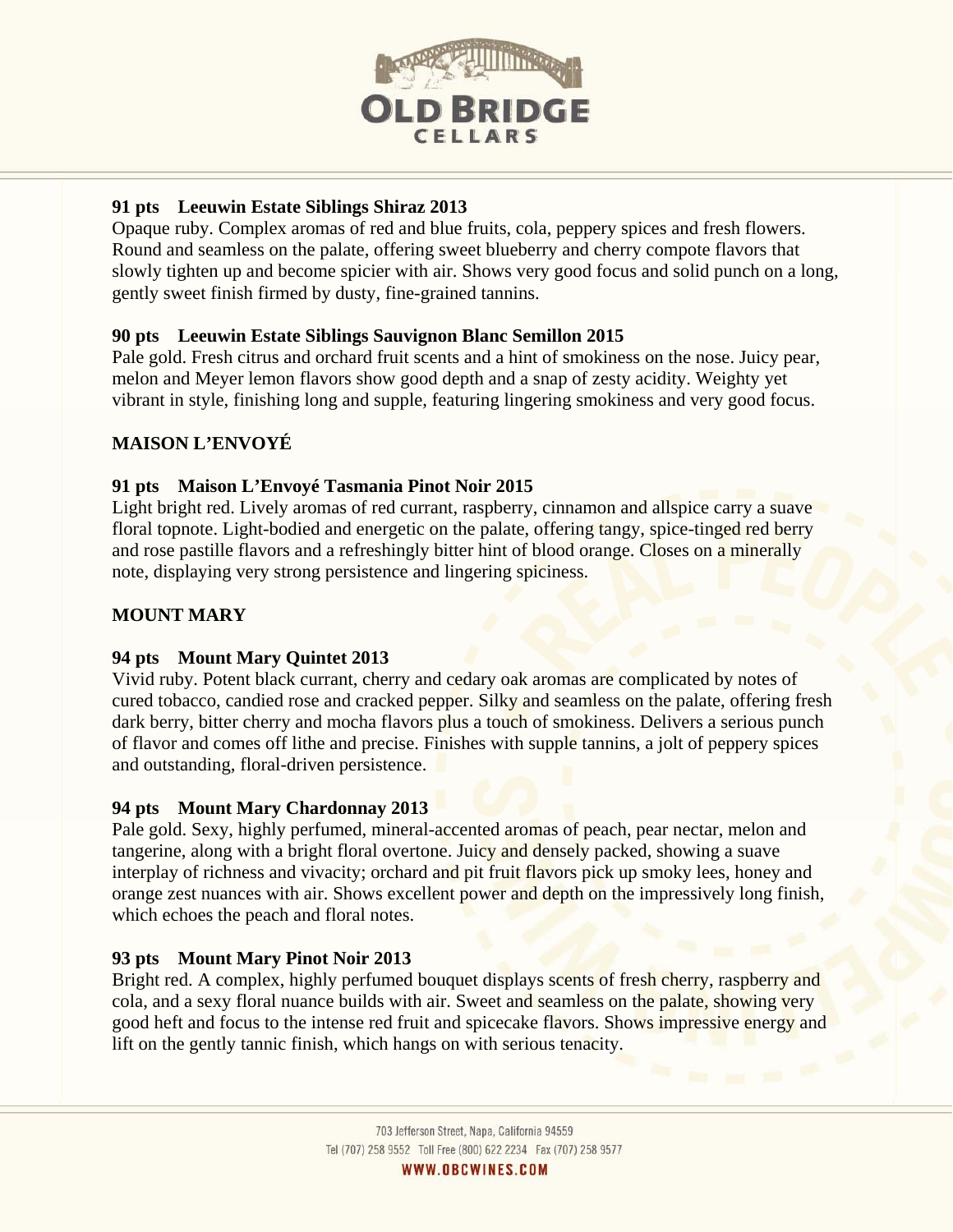**91 pts Leeuwin Estate Siblings Shiraz 2013**

Opaque ruby. Complex aromas of red and blue fruits, cola, peppery spices and fresh flowers. Round and seamless on the palate, offering sweet blueberry and cherry compote flavors that slowly tighten up and become spicier with air. Shows very good focus and solid punch on a long, gently sweet finish firmed by dusty, fine-grained tannins.

**90 pts Leeuwin Estate Siblings Sauvignon Blanc Semillon 2015**

Pale gold. Fresh citrus and orchard fruit scents and a hint of smokiness on the nose. Juicy pear, melon and Meyer lemon flavors show good depth and a snap of zesty acidity. Weighty yet vibrant in style, finishing long and supple, featuring lingering smokiness and very good focus.

## MAISON L'ENVOYÉ

**91 pts Maison L'Envoyé Tasmania Pinot Noir 2015**

Light bright red. Lively aromas of red currant, raspberry, cinnamon and allspice carry a suave floral topnote. Light-bodied and energetic on the palate, offering tangy, spice-tinged red berry and rose pastille flavors and a refreshingly bitter hint of blood orange. Closes on a minerally note, displaying very strong persistence and lingering spiciness.

## MOUNT MARY

**94 pts Mount Mary Quintet 2013**

Vivid ruby. Potent black currant, cherry and cedary oak aromas are complicated by notes of cured tobacco, candied rose and cracked pepper. Silky and seamless on the palate, offering fresh dark berry, bitter cherry and mocha flavors plus a touch of smokiness. Delivers a serious punch of flavor and comes off lithe and precise. Finishes with supple tannins, a jolt of peppery spices and outstanding, floral-driven persistence.

**94 pts Mount Mary Chardonnay 2013**

Pale gold. Sexy, highly perfumed, mineral-accented aromas of peach, pear nectar, melon and tangerine, along with a bright floral overtone. Juicy and densely packed, showing a suave interplay of richness and vivacity; orchard and pit fruit flavors pick up smoky lees, honey and orange zest nuances with air. Shows excellent power and depth on the impressively long finish, which echoes the peach and floral notes.

**93 pts Mount Mary Pinot Noir 2013**

Bright red. A complex, highly perfumed bouquet displays scents of fresh cherry, raspberry and cola, and a sexy floral nuance builds with air. Sweet and seamless on the palate, showing very good heft and focus to the intense red fruit and spicecake flavors. Shows impressive energy and lift on the gently tannic finish, which hangs on with serious tenacity.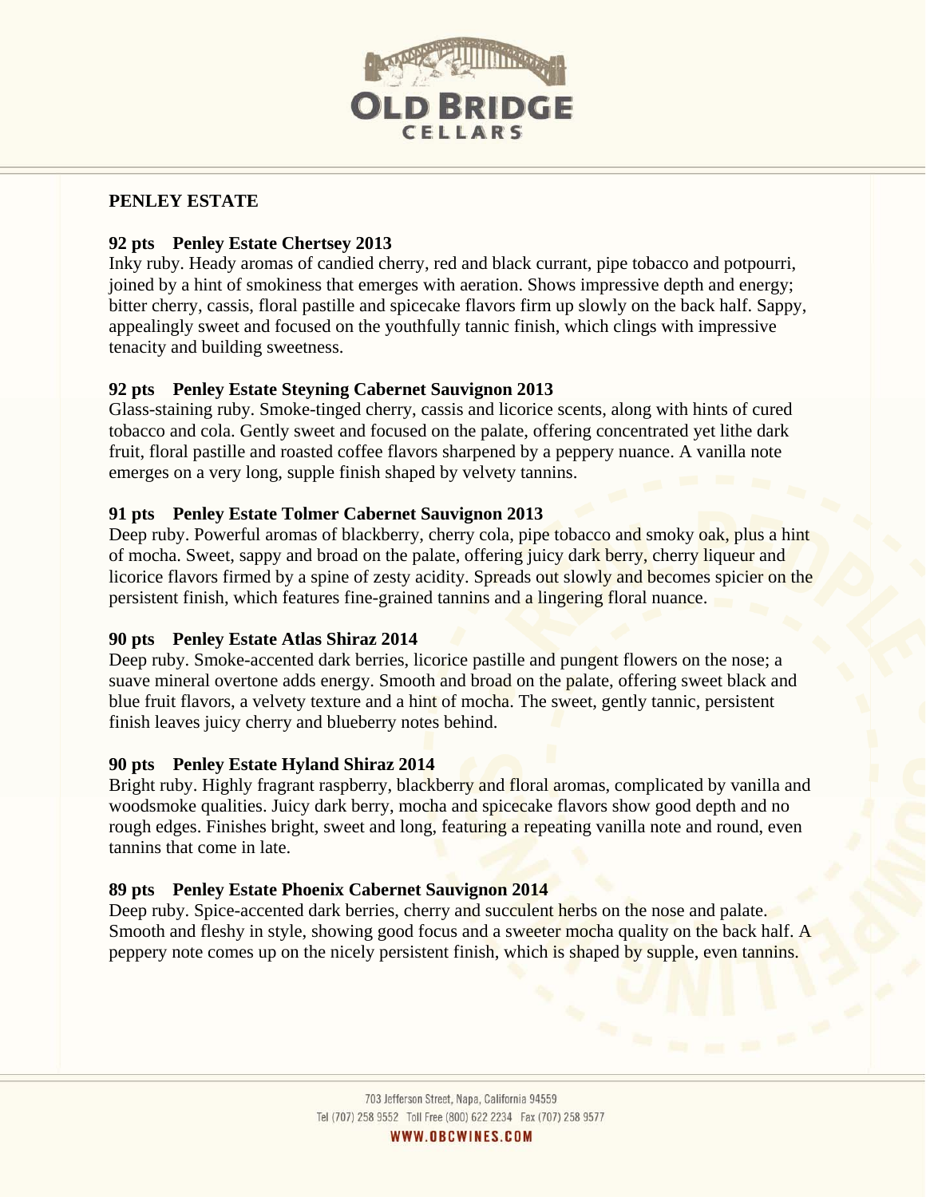## PENLEY ESTATE

**92 pts Penley Estate Chertsey 2013**

Inky ruby. Heady aromas of candied cherry, red and black currant, pipe tobacco and potpourri, joined by a hint of smokiness that emerges with aeration. Shows impressive depth and energy; bitter cherry, cassis, floral pastille and spicecake flavors firm up slowly on the back half. Sappy, appealingly sweet and focused on the youthfully tannic finish, which clings with impressive tenacity and building sweetness.

**92 pts Penley Estate Steyning Cabernet Sauvignon 2013**

Glass-staining ruby. Smoke-tinged cherry, cassis and licorice scents, along with hints of cured tobacco and cola. Gently sweet and focused on the palate, offering concentrated yet lithe dark fruit, floral pastille and roasted coffee flavors sharpened by a peppery nuance. A vanilla note emerges on a very long, supple finish shaped by velvety tannins.

**91 pts Penley Estate Tolmer Cabernet Sauvignon 2013**

Deep ruby. Powerful aromas of blackberry, cherry cola, pipe tobacco and smoky oak, plus a hint of mocha. Sweet, sappy and broad on the palate, offering juicy dark berry, cherry liqueur and licorice flavors firmed by a spine of zesty acidity. Spreads out slowly and becomes spicier on the persistent finish, which features fine-grained tannins and a lingering floral nuance.

**90 pts Penley Estate Atlas Shiraz 2014**

Deep ruby. Smoke-accented dark berries, licorice pastille and pungent flowers on the nose; a suave mineral overtone adds energy. Smooth and broad on the palate, offering sweet black and blue fruit flavors, a velvety texture and a hint of mocha. The sweet, gently tannic, persistent finish leaves juicy cherry and blueberry notes behind.

**90 pts Penley Estate Hyland Shiraz 2014**

Bright ruby. Highly fragrant raspberry, blackberry and floral aromas, complicated by vanilla and woodsmoke qualities. Juicy dark berry, mocha and spicecake flavors show good depth and no rough edges. Finishes bright, sweet and long, featuring a repeating vanilla note and round, even tannins that come in late.

**89 pts Penley Estate Phoenix Cabernet Sauvignon 2014**

Deep ruby. Spice-accented dark berries, cherry and succulent herbs on the nose and palate. Smooth and fleshy in style, showing good focus and a sweeter mocha quality on the back half. A peppery note comes up on the nicely persistent finish, which is shaped by supple, even tannins.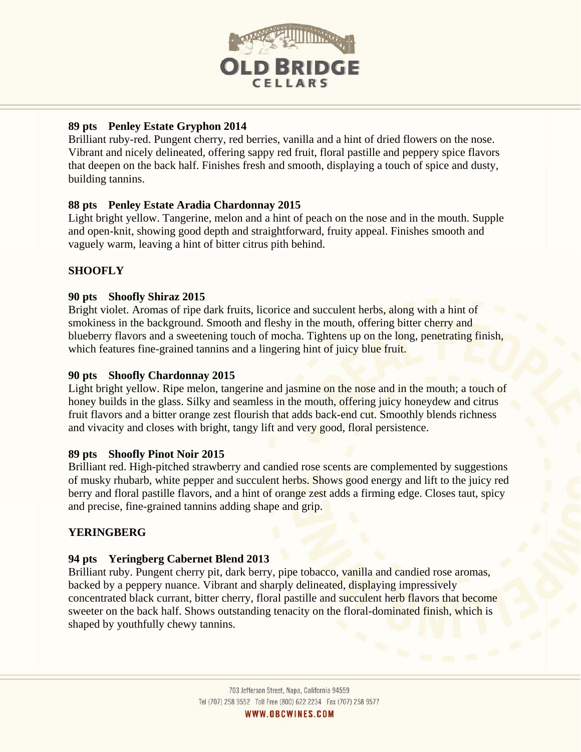**89 pts Penley Estate Gryphon 2014**
Brilliant ruby-red. Pungent cherry, red berries, vanilla and a hint of dried flowers on the nose. Vibrant and nicely delineated, offering sappy red fruit, floral pastille and peppery spice flavors that deepen on the back half. Finishes fresh and smooth, displaying a touch of spice and dusty, building tannins.

**88 pts Penley Estate Aradia Chardonnay 2015**
Light bright yellow. Tangerine, melon and a hint of peach on the nose and in the mouth. Supple and open-knit, showing good depth and straightforward, fruity appeal. Finishes smooth and vaguely warm, leaving a hint of bitter citrus pith behind.

**SHOOFLY**

**90 pts Shoofly Shiraz 2015**
Bright violet. Aromas of ripe dark fruits, licorice and succulent herbs, along with a hint of smokiness in the background. Smooth and fleshy in the mouth, offering bitter cherry and blueberry flavors and a sweetening touch of mocha. Tightens up on the long, penetrating finish, which features fine-grained tannins and a lingering hint of juicy blue fruit.

**90 pts Shoofly Chardonnay 2015**
Light bright yellow. Ripe melon, tangerine and jasmine on the nose and in the mouth; a touch of honey builds in the glass. Silky and seamless in the mouth, offering juicy honeydew and citrus fruit flavors and a bitter orange zest flourish that adds back-end cut. Smoothly blends richness and vivacity and closes with bright, tangy lift and very good, floral persistence.

**89 pts Shoofly Pinot Noir 2015**
Brilliant red. High-pitched strawberry and candied rose scents are complemented by suggestions of musky rhubarb, white pepper and succulent herbs. Shows good energy and lift to the juicy red berry and floral pastille flavors, and a hint of orange zest adds a firming edge. Closes taut, spicy and precise, fine-grained tannins adding shape and grip.

**YERINGBERG**

**94 pts Yeringberg Cabernet Blend 2013**
Brilliant ruby. Pungent cherry pit, dark berry, pipe tobacco, vanilla and candied rose aromas, backed by a peppery nuance. Vibrant and sharply delineated, displaying impressively concentrated black currant, bitter cherry, floral pastille and succulent herb flavors that become sweeter on the back half. Shows outstanding tenacity on the floral-dominated finish, which is shaped by youthfully chewy tannins.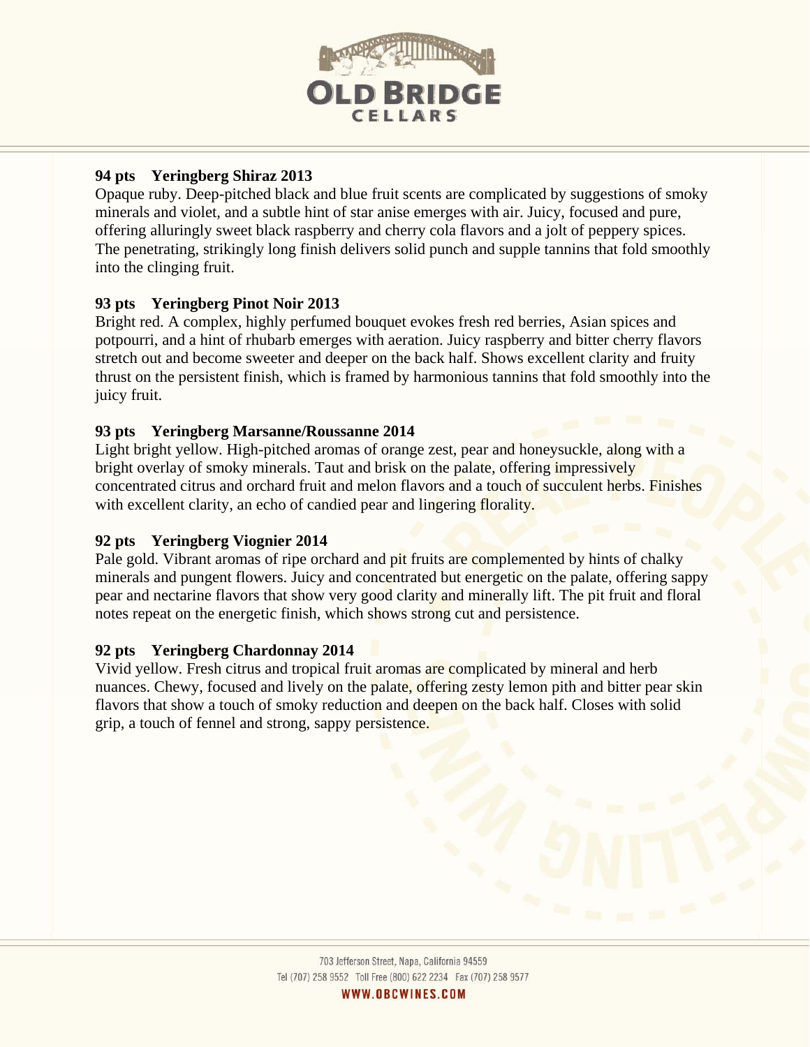**94 pts Yeringberg Shiraz 2013**

Opaque ruby. Deep-pitched black and blue fruit scents are complicated by suggestions of smoky minerals and violet, and a subtle hint of star anise emerges with air. Juicy, focused and pure, offering alluringly sweet black raspberry and cherry cola flavors and a jolt of peppery spices. The penetrating, strikingly long finish delivers solid punch and supple tannins that fold smoothly into the clinging fruit.

**93 pts Yeringberg Pinot Noir 2013**

Bright red. A complex, highly perfumed bouquet evokes fresh red berries, Asian spices and potpourri, and a hint of rhubarb emerges with aeration. Juicy raspberry and bitter cherry flavors stretch out and become sweeter and deeper on the back half. Shows excellent clarity and fruity thrust on the persistent finish, which is framed by harmonious tannins that fold smoothly into the juicy fruit.

**93 pts Yeringberg Marsanne/Roussanne 2014**

Light bright yellow. High-pitched aromas of orange zest, pear and honeysuckle, along with a bright overlay of smoky minerals. Taut and brisk on the palate, offering impressively concentrated citrus and orchard fruit and melon flavors and a touch of succulent herbs. Finishes with excellent clarity, an echo of candied pear and lingering florality.

**92 pts Yeringberg Viognier 2014**

Pale gold. Vibrant aromas of ripe orchard and pit fruits are complemented by hints of chalky minerals and pungent flowers. Juicy and concentrated but energetic on the palate, offering sappy pear and nectarine flavors that show very good clarity and minerally lift. The pit fruit and floral notes repeat on the energetic finish, which shows strong cut and persistence.

**92 pts Yeringberg Chardonnay 2014**

Vivid yellow. Fresh citrus and tropical fruit aromas are complicated by mineral and herb nuances. Chewy, focused and lively on the palate, offering zesty lemon pith and bitter pear skin flavors that show a touch of smoky reduction and deepen on the back half. Closes with solid grip, a touch of fennel and strong, sappy persistence.